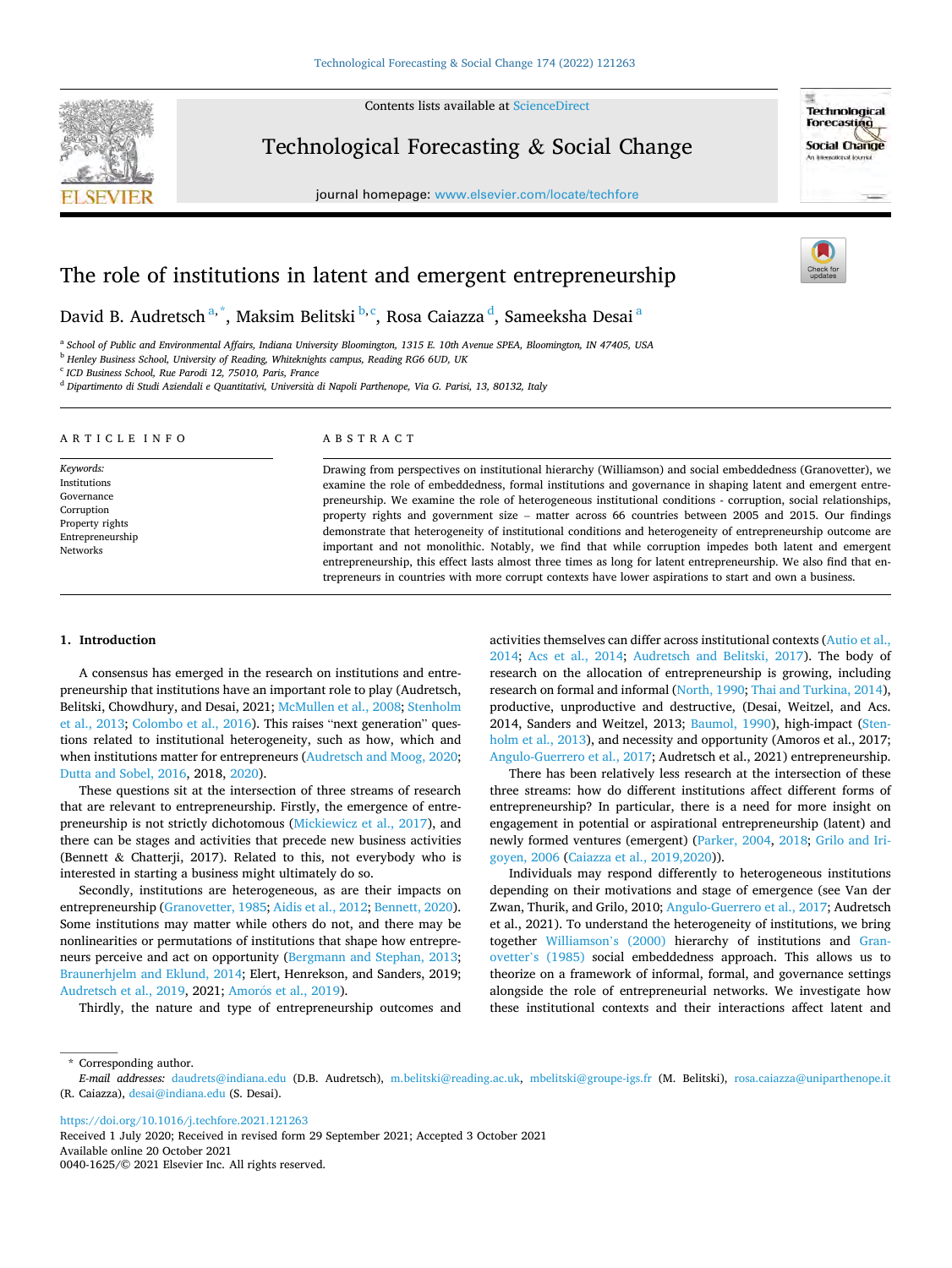# The role of institutions in latent and emergent entrepreneurship

David B. Audretsch [a,*], Maksim Belitski [b,c], Rosa Caiazza [d], Sameeksha Desai [a]

[a] School of Public and Environmental Affairs, Indiana University Bloomington, 1315 E. 10th Avenue SPEA, Bloomington, IN 47405, USA
[b] Henley Business School, University of Reading, Whiteknights campus, Reading RG6 6UD, UK
[c] ICD Business School, Rue Parodi 12, 75010, Paris, France
[d] Dipartimento di Studi Aziendali e Quantitativi, Università di Napoli Parthenope, Via G. Parisi, 13, 80132, Italy

**ARTICLE INFO**

*Keywords:*
Institutions
Governance
Corruption
Property rights
Entrepreneurship
Networks

**ABSTRACT**

Drawing from perspectives on institutional hierarchy (Williamson) and social embeddedness (Granovetter), we examine the role of embeddedness, formal institutions and governance in shaping latent and emergent entrepreneurship. We examine the role of heterogeneous institutional conditions - corruption, social relationships, property rights and government size – matter across 66 countries between 2005 and 2015. Our findings demonstrate that heterogeneity of institutional conditions and heterogeneity of entrepreneurship outcome are important and not monolithic. Notably, we find that while corruption impedes both latent and emergent entrepreneurship, this effect lasts almost three times as long for latent entrepreneurship. We also find that entrepreneurs in countries with more corrupt contexts have lower aspirations to start and own a business.

## 1. Introduction

A consensus has emerged in the research on institutions and entrepreneurship that institutions have an important role to play (Audretsch, Belitski, Chowdhury, and Desai, 2021; McMullen et al., 2008; Stenholm et al., 2013; Colombo et al., 2016). This raises "next generation" questions related to institutional heterogeneity, such as how, which and when institutions matter for entrepreneurs (Audretsch and Moog, 2020; Dutta and Sobel, 2016, 2018, 2020).

These questions sit at the intersection of three streams of research that are relevant to entrepreneurship. Firstly, the emergence of entrepreneurship is not strictly dichotomous (Mickiewicz et al., 2017), and there can be stages and activities that precede new business activities (Bennett & Chatterji, 2017). Related to this, not everybody who is interested in starting a business might ultimately do so.

Secondly, institutions are heterogeneous, as are their impacts on entrepreneurship (Granovetter, 1985; Aidis et al., 2012; Bennett, 2020). Some institutions may matter while others do not, and there may be nonlinearities or permutations of institutions that shape how entrepreneurs perceive and act on opportunity (Bergmann and Stephan, 2013; Braunerhjelm and Eklund, 2014; Elert, Henrekson, and Sanders, 2019; Audretsch et al., 2019, 2021; Amorós et al., 2019).

Thirdly, the nature and type of entrepreneurship outcomes and activities themselves can differ across institutional contexts (Autio et al., 2014; Acs et al., 2014; Audretsch and Belitski, 2017). The body of research on the allocation of entrepreneurship is growing, including research on formal and informal (North, 1990; Thai and Turkina, 2014), productive, unproductive and destructive, (Desai, Weitzel, and Acs. 2014, Sanders and Weitzel, 2013; Baumol, 1990), high-impact (Stenholm et al., 2013), and necessity and opportunity (Amoros et al., 2017; Angulo-Guerrero et al., 2017; Audretsch et al., 2021) entrepreneurship.

There has been relatively less research at the intersection of these three streams: how do different institutions affect different forms of entrepreneurship? In particular, there is a need for more insight on engagement in potential or aspirational entrepreneurship (latent) and newly formed ventures (emergent) (Parker, 2004, 2018; Grilo and Irigoyen, 2006 (Caiazza et al., 2019,2020)).

Individuals may respond differently to heterogeneous institutions depending on their motivations and stage of emergence (see Van der Zwan, Thurik, and Grilo, 2010; Angulo-Guerrero et al., 2017; Audretsch et al., 2021). To understand the heterogeneity of institutions, we bring together Williamson's (2000) hierarchy of institutions and Granovetter's (1985) social embeddedness approach. This allows us to theorize on a framework of informal, formal, and governance settings alongside the role of entrepreneurial networks. We investigate how these institutional contexts and their interactions affect latent and

\* Corresponding author.
*E-mail addresses:* daudrets@indiana.edu (D.B. Audretsch), m.belitski@reading.ac.uk, mbelitski@groupe-igs.fr (M. Belitski), rosa.caiazza@uniparthenope.it (R. Caiazza), desai@indiana.edu (S. Desai).

https://doi.org/10.1016/j.techfore.2021.121263
Received 1 July 2020; Received in revised form 29 September 2021; Accepted 3 October 2021
Available online 20 October 2021
0040-1625/© 2021 Elsevier Inc. All rights reserved.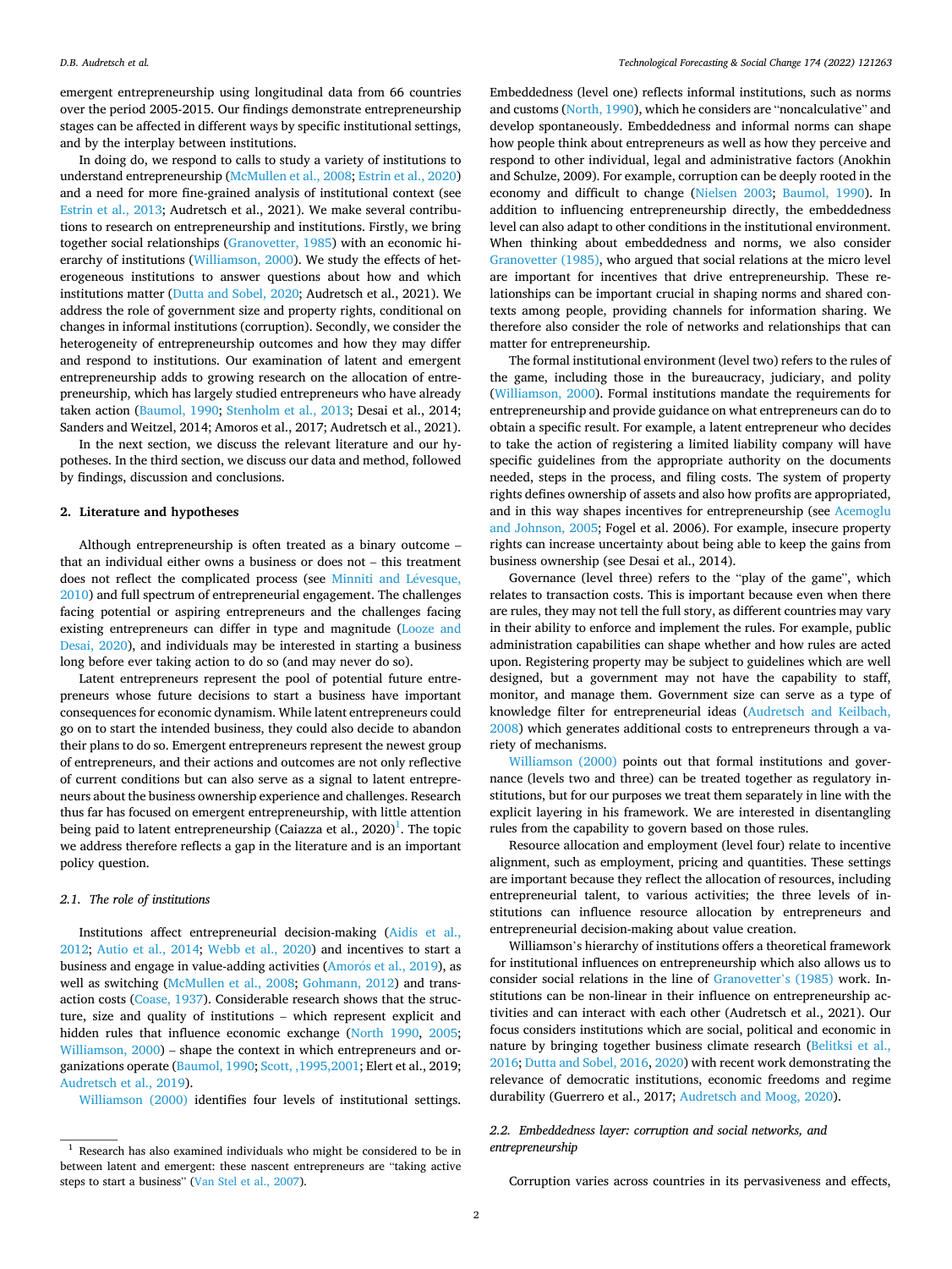emergent entrepreneurship using longitudinal data from 66 countries over the period 2005-2015. Our findings demonstrate entrepreneurship stages can be affected in different ways by specific institutional settings, and by the interplay between institutions.

In doing do, we respond to calls to study a variety of institutions to understand entrepreneurship (McMullen et al., 2008; Estrin et al., 2020) and a need for more fine-grained analysis of institutional context (see Estrin et al., 2013; Audretsch et al., 2021). We make several contributions to research on entrepreneurship and institutions. Firstly, we bring together social relationships (Granovetter, 1985) with an economic hierarchy of institutions (Williamson, 2000). We study the effects of heterogeneous institutions to answer questions about how and which institutions matter (Dutta and Sobel, 2020; Audretsch et al., 2021). We address the role of government size and property rights, conditional on changes in informal institutions (corruption). Secondly, we consider the heterogeneity of entrepreneurship outcomes and how they may differ and respond to institutions. Our examination of latent and emergent entrepreneurship adds to growing research on the allocation of entrepreneurship, which has largely studied entrepreneurs who have already taken action (Baumol, 1990; Stenholm et al., 2013; Desai et al., 2014; Sanders and Weitzel, 2014; Amoros et al., 2017; Audretsch et al., 2021).

In the next section, we discuss the relevant literature and our hypotheses. In the third section, we discuss our data and method, followed by findings, discussion and conclusions.

## 2. Literature and hypotheses

Although entrepreneurship is often treated as a binary outcome – that an individual either owns a business or does not – this treatment does not reflect the complicated process (see Minniti and Lévesque, 2010) and full spectrum of entrepreneurial engagement. The challenges facing potential or aspiring entrepreneurs and the challenges facing existing entrepreneurs can differ in type and magnitude (Looze and Desai, 2020), and individuals may be interested in starting a business long before ever taking action to do so (and may never do so).

Latent entrepreneurs represent the pool of potential future entrepreneurs whose future decisions to start a business have important consequences for economic dynamism. While latent entrepreneurs could go on to start the intended business, they could also decide to abandon their plans to do so. Emergent entrepreneurs represent the newest group of entrepreneurs, and their actions and outcomes are not only reflective of current conditions but can also serve as a signal to latent entrepreneurs about the business ownership experience and challenges. Research thus far has focused on emergent entrepreneurship, with little attention being paid to latent entrepreneurship (Caiazza et al., 2020)[1]. The topic we address therefore reflects a gap in the literature and is an important policy question.

### 2.1. The role of institutions

Institutions affect entrepreneurial decision-making (Aidis et al., 2012; Autio et al., 2014; Webb et al., 2020) and incentives to start a business and engage in value-adding activities (Amorós et al., 2019), as well as switching (McMullen et al., 2008; Gohmann, 2012) and transaction costs (Coase, 1937). Considerable research shows that the structure, size and quality of institutions – which represent explicit and hidden rules that influence economic exchange (North 1990, 2005; Williamson, 2000) – shape the context in which entrepreneurs and organizations operate (Baumol, 1990; Scott, ,1995,2001; Elert et al., 2019; Audretsch et al., 2019).

Williamson (2000) identifies four levels of institutional settings. Embeddedness (level one) reflects informal institutions, such as norms and customs (North, 1990), which he considers are "noncalculative" and develop spontaneously. Embeddedness and informal norms can shape how people think about entrepreneurs as well as how they perceive and respond to other individual, legal and administrative factors (Anokhin and Schulze, 2009). For example, corruption can be deeply rooted in the economy and difficult to change (Nielsen 2003; Baumol, 1990). In addition to influencing entrepreneurship directly, the embeddedness level can also adapt to other conditions in the institutional environment. When thinking about embeddedness and norms, we also consider Granovetter (1985), who argued that social relations at the micro level are important for incentives that drive entrepreneurship. These relationships can be important crucial in shaping norms and shared contexts among people, providing channels for information sharing. We therefore also consider the role of networks and relationships that can matter for entrepreneurship.

The formal institutional environment (level two) refers to the rules of the game, including those in the bureaucracy, judiciary, and polity (Williamson, 2000). Formal institutions mandate the requirements for entrepreneurship and provide guidance on what entrepreneurs can do to obtain a specific result. For example, a latent entrepreneur who decides to take the action of registering a limited liability company will have specific guidelines from the appropriate authority on the documents needed, steps in the process, and filing costs. The system of property rights defines ownership of assets and also how profits are appropriated, and in this way shapes incentives for entrepreneurship (see Acemoglu and Johnson, 2005; Fogel et al. 2006). For example, insecure property rights can increase uncertainty about being able to keep the gains from business ownership (see Desai et al., 2014).

Governance (level three) refers to the "play of the game", which relates to transaction costs. This is important because even when there are rules, they may not tell the full story, as different countries may vary in their ability to enforce and implement the rules. For example, public administration capabilities can shape whether and how rules are acted upon. Registering property may be subject to guidelines which are well designed, but a government may not have the capability to staff, monitor, and manage them. Government size can serve as a type of knowledge filter for entrepreneurial ideas (Audretsch and Keilbach, 2008) which generates additional costs to entrepreneurs through a variety of mechanisms.

Williamson (2000) points out that formal institutions and governance (levels two and three) can be treated together as regulatory institutions, but for our purposes we treat them separately in line with the explicit layering in his framework. We are interested in disentangling rules from the capability to govern based on those rules.

Resource allocation and employment (level four) relate to incentive alignment, such as employment, pricing and quantities. These settings are important because they reflect the allocation of resources, including entrepreneurial talent, to various activities; the three levels of institutions can influence resource allocation by entrepreneurs and entrepreneurial decision-making about value creation.

Williamson's hierarchy of institutions offers a theoretical framework for institutional influences on entrepreneurship which also allows us to consider social relations in the line of Granovetter's (1985) work. Institutions can be non-linear in their influence on entrepreneurship activities and can interact with each other (Audretsch et al., 2021). Our focus considers institutions which are social, political and economic in nature by bringing together business climate research (Belitksi et al., 2016; Dutta and Sobel, 2016, 2020) with recent work demonstrating the relevance of democratic institutions, economic freedoms and regime durability (Guerrero et al., 2017; Audretsch and Moog, 2020).

### 2.2. Embeddedness layer: corruption and social networks, and entrepreneurship

Corruption varies across countries in its pervasiveness and effects,

[1] Research has also examined individuals who might be considered to be in between latent and emergent: these nascent entrepreneurs are "taking active steps to start a business" (Van Stel et al., 2007).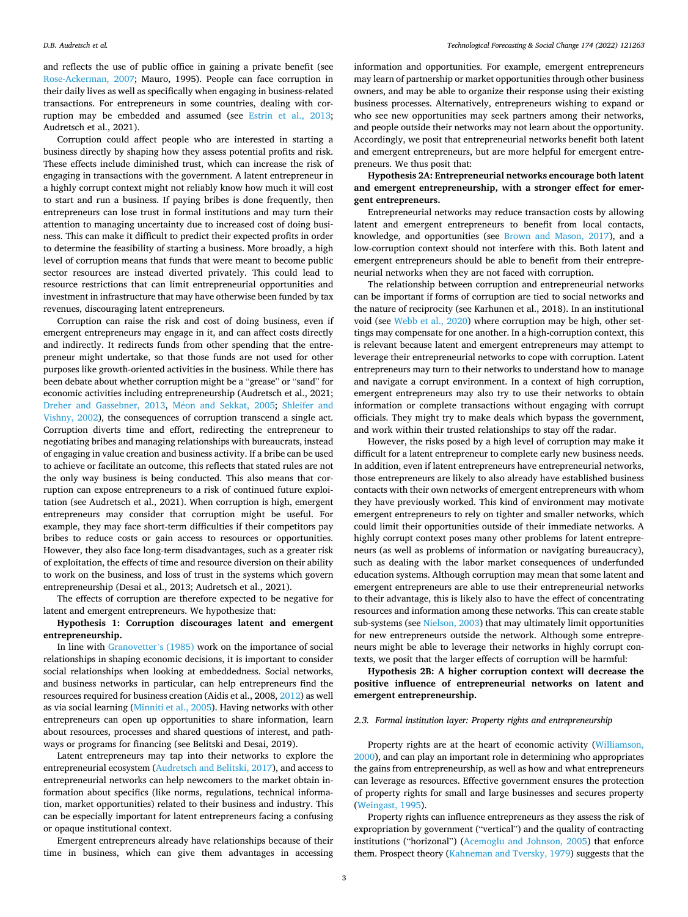and reflects the use of public office in gaining a private benefit (see Rose-Ackerman, 2007; Mauro, 1995). People can face corruption in their daily lives as well as specifically when engaging in business-related transactions. For entrepreneurs in some countries, dealing with corruption may be embedded and assumed (see Estrin et al., 2013; Audretsch et al., 2021).

Corruption could affect people who are interested in starting a business directly by shaping how they assess potential profits and risk. These effects include diminished trust, which can increase the risk of engaging in transactions with the government. A latent entrepreneur in a highly corrupt context might not reliably know how much it will cost to start and run a business. If paying bribes is done frequently, then entrepreneurs can lose trust in formal institutions and may turn their attention to managing uncertainty due to increased cost of doing business. This can make it difficult to predict their expected profits in order to determine the feasibility of starting a business. More broadly, a high level of corruption means that funds that were meant to provide public sector resources are instead diverted privately. This could lead to resource restrictions that can limit entrepreneurial opportunities and investment in infrastructure that may have otherwise been funded by tax revenues, discouraging latent entrepreneurs.

Corruption can raise the risk and cost of doing business, even if emergent entrepreneurs may engage in it, and can affect costs directly and indirectly. It redirects funds from other spending that the entrepreneur might undertake, so that those funds are not used for other purposes like growth-oriented activities in the business. While there has been debate about whether corruption might be a "grease" or "sand" for economic activities including entrepreneurship (Audretsch et al., 2021; Dreher and Gassebner, 2013, Méon and Sekkat, 2005; Shleifer and Vishny, 2002), the consequences of corruption transcend a single act. Corruption diverts time and effort, redirecting the entrepreneur to negotiating bribes and managing relationships with bureaucrats, instead of engaging in value creation and business activity. If a bribe can be used to achieve or facilitate an outcome, this reflects that stated rules are not the only way business is being conducted. This also means that corruption can expose entrepreneurs to a risk of continued future exploitation (see Audretsch et al., 2021). When corruption is high, emergent entrepreneurs may consider that corruption might be useful. For example, they may face short-term difficulties if their competitors pay bribes to reduce costs or gain access to resources or opportunities. However, they also face long-term disadvantages, such as a greater risk of exploitation, the effects of time and resource diversion on their ability to work on the business, and loss of trust in the systems which govern entrepreneurship (Desai et al., 2013; Audretsch et al., 2021).

The effects of corruption are therefore expected to be negative for latent and emergent entrepreneurs. We hypothesize that:

**Hypothesis 1: Corruption discourages latent and emergent entrepreneurship.**

In line with Granovetter's (1985) work on the importance of social relationships in shaping economic decisions, it is important to consider social relationships when looking at embeddedness. Social networks, and business networks in particular, can help entrepreneurs find the resources required for business creation (Aidis et al., 2008, 2012) as well as via social learning (Minniti et al., 2005). Having networks with other entrepreneurs can open up opportunities to share information, learn about resources, processes and shared questions of interest, and pathways or programs for financing (see Belitski and Desai, 2019).

Latent entrepreneurs may tap into their networks to explore the entrepreneurial ecosystem (Audretsch and Belitski, 2017), and access to entrepreneurial networks can help newcomers to the market obtain information about specifics (like norms, regulations, technical information, market opportunities) related to their business and industry. This can be especially important for latent entrepreneurs facing a confusing or opaque institutional context.

Emergent entrepreneurs already have relationships because of their time in business, which can give them advantages in accessing information and opportunities. For example, emergent entrepreneurs may learn of partnership or market opportunities through other business owners, and may be able to organize their response using their existing business processes. Alternatively, entrepreneurs wishing to expand or who see new opportunities may seek partners among their networks, and people outside their networks may not learn about the opportunity. Accordingly, we posit that entrepreneurial networks benefit both latent and emergent entrepreneurs, but are more helpful for emergent entrepreneurs. We thus posit that:

**Hypothesis 2A: Entrepreneurial networks encourage both latent and emergent entrepreneurship, with a stronger effect for emergent entrepreneurs.**

Entrepreneurial networks may reduce transaction costs by allowing latent and emergent entrepreneurs to benefit from local contacts, knowledge, and opportunities (see Brown and Mason, 2017), and a low-corruption context should not interfere with this. Both latent and emergent entrepreneurs should be able to benefit from their entrepreneurial networks when they are not faced with corruption.

The relationship between corruption and entrepreneurial networks can be important if forms of corruption are tied to social networks and the nature of reciprocity (see Karhunen et al., 2018). In an institutional void (see Webb et al., 2020) where corruption may be high, other settings may compensate for one another. In a high-corruption context, this is relevant because latent and emergent entrepreneurs may attempt to leverage their entrepreneurial networks to cope with corruption. Latent entrepreneurs may turn to their networks to understand how to manage and navigate a corrupt environment. In a context of high corruption, emergent entrepreneurs may also try to use their networks to obtain information or complete transactions without engaging with corrupt officials. They might try to make deals which bypass the government, and work within their trusted relationships to stay off the radar.

However, the risks posed by a high level of corruption may make it difficult for a latent entrepreneur to complete early new business needs. In addition, even if latent entrepreneurs have entrepreneurial networks, those entrepreneurs are likely to also already have established business contacts with their own networks of emergent entrepreneurs with whom they have previously worked. This kind of environment may motivate emergent entrepreneurs to rely on tighter and smaller networks, which could limit their opportunities outside of their immediate networks. A highly corrupt context poses many other problems for latent entrepreneurs (as well as problems of information or navigating bureaucracy), such as dealing with the labor market consequences of underfunded education systems. Although corruption may mean that some latent and emergent entrepreneurs are able to use their entrepreneurial networks to their advantage, this is likely also to have the effect of concentrating resources and information among these networks. This can create stable sub-systems (see Nielson, 2003) that may ultimately limit opportunities for new entrepreneurs outside the network. Although some entrepreneurs might be able to leverage their networks in highly corrupt contexts, we posit that the larger effects of corruption will be harmful:

**Hypothesis 2B: A higher corruption context will decrease the positive influence of entrepreneurial networks on latent and emergent entrepreneurship.**

### 2.3. Formal institution layer: Property rights and entrepreneurship

Property rights are at the heart of economic activity (Williamson, 2000), and can play an important role in determining who appropriates the gains from entrepreneurship, as well as how and what entrepreneurs can leverage as resources. Effective government ensures the protection of property rights for small and large businesses and secures property (Weingast, 1995).

Property rights can influence entrepreneurs as they assess the risk of expropriation by government ("vertical") and the quality of contracting institutions ("horizontal") (Acemoglu and Johnson, 2005) that enforce them. Prospect theory (Kahneman and Tversky, 1979) suggests that the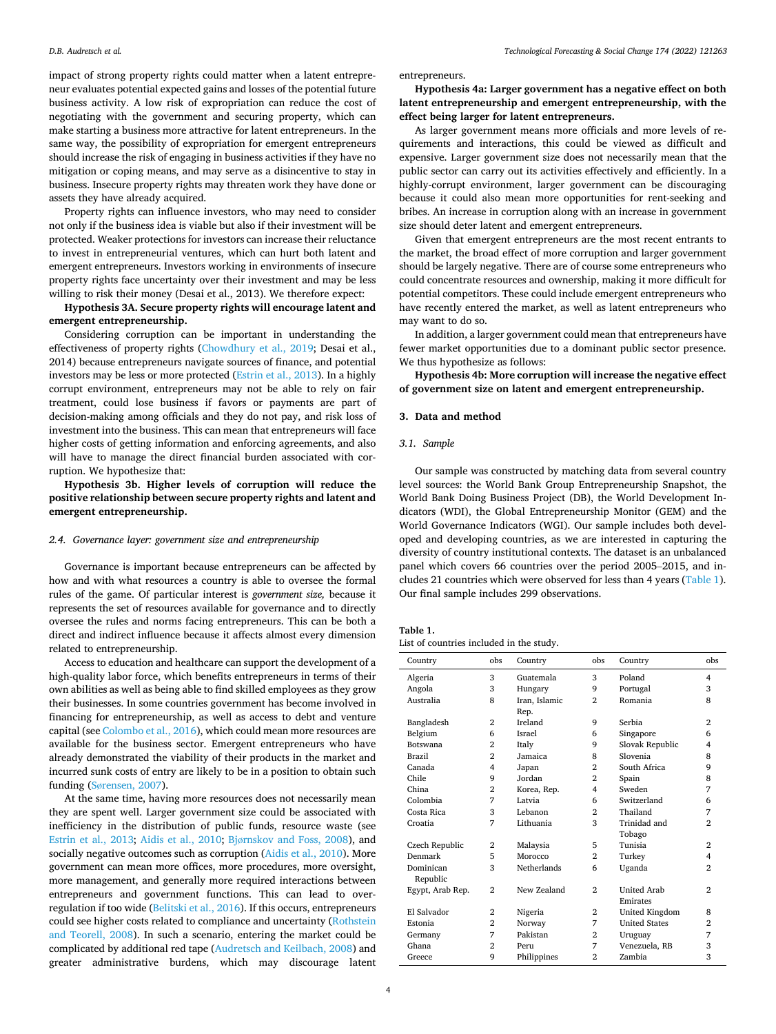impact of strong property rights could matter when a latent entrepreneur evaluates potential expected gains and losses of the potential future business activity. A low risk of expropriation can reduce the cost of negotiating with the government and securing property, which can make starting a business more attractive for latent entrepreneurs. In the same way, the possibility of expropriation for emergent entrepreneurs should increase the risk of engaging in business activities if they have no mitigation or coping means, and may serve as a disincentive to stay in business. Insecure property rights may threaten work they have done or assets they have already acquired.

Property rights can influence investors, who may need to consider not only if the business idea is viable but also if their investment will be protected. Weaker protections for investors can increase their reluctance to invest in entrepreneurial ventures, which can hurt both latent and emergent entrepreneurs. Investors working in environments of insecure property rights face uncertainty over their investment and may be less willing to risk their money (Desai et al., 2013). We therefore expect:

**Hypothesis 3A. Secure property rights will encourage latent and emergent entrepreneurship.**

Considering corruption can be important in understanding the effectiveness of property rights (Chowdhury et al., 2019; Desai et al., 2014) because entrepreneurs navigate sources of finance, and potential investors may be less or more protected (Estrin et al., 2013). In a highly corrupt environment, entrepreneurs may not be able to rely on fair treatment, could lose business if favors or payments are part of decision-making among officials and they do not pay, and risk loss of investment into the business. This can mean that entrepreneurs will face higher costs of getting information and enforcing agreements, and also will have to manage the direct financial burden associated with corruption. We hypothesize that:

**Hypothesis 3b. Higher levels of corruption will reduce the positive relationship between secure property rights and latent and emergent entrepreneurship.**

### 2.4. Governance layer: government size and entrepreneurship

Governance is important because entrepreneurs can be affected by how and with what resources a country is able to oversee the formal rules of the game. Of particular interest is *government size,* because it represents the set of resources available for governance and to directly oversee the rules and norms facing entrepreneurs. This can be both a direct and indirect influence because it affects almost every dimension related to entrepreneurship.

Access to education and healthcare can support the development of a high-quality labor force, which benefits entrepreneurs in terms of their own abilities as well as being able to find skilled employees as they grow their businesses. In some countries government has become involved in financing for entrepreneurship, as well as access to debt and venture capital (see Colombo et al., 2016), which could mean more resources are available for the business sector. Emergent entrepreneurs who have already demonstrated the viability of their products in the market and incurred sunk costs of entry are likely to be in a position to obtain such funding (Sørensen, 2007).

At the same time, having more resources does not necessarily mean they are spent well. Larger government size could be associated with inefficiency in the distribution of public funds, resource waste (see Estrin et al., 2013; Aidis et al., 2010; Bjørnskov and Foss, 2008), and socially negative outcomes such as corruption (Aidis et al., 2010). More government can mean more offices, more procedures, more oversight, more management, and generally more required interactions between entrepreneurs and government functions. This can lead to over-regulation if too wide (Belitski et al., 2016). If this occurs, entrepreneurs could see higher costs related to compliance and uncertainty (Rothstein and Teorell, 2008). In such a scenario, entering the market could be complicated by additional red tape (Audretsch and Keilbach, 2008) and greater administrative burdens, which may discourage latent entrepreneurs.

**Hypothesis 4a: Larger government has a negative effect on both latent entrepreneurship and emergent entrepreneurship, with the effect being larger for latent entrepreneurs.**

As larger government means more officials and more levels of requirements and interactions, this could be viewed as difficult and expensive. Larger government size does not necessarily mean that the public sector can carry out its activities effectively and efficiently. In a highly-corrupt environment, larger government can be discouraging because it could also mean more opportunities for rent-seeking and bribes. An increase in corruption along with an increase in government size should deter latent and emergent entrepreneurs.

Given that emergent entrepreneurs are the most recent entrants to the market, the broad effect of more corruption and larger government should be largely negative. There are of course some entrepreneurs who could concentrate resources and ownership, making it more difficult for potential competitors. These could include emergent entrepreneurs who have recently entered the market, as well as latent entrepreneurs who may want to do so.

In addition, a larger government could mean that entrepreneurs have fewer market opportunities due to a dominant public sector presence. We thus hypothesize as follows:

**Hypothesis 4b: More corruption will increase the negative effect of government size on latent and emergent entrepreneurship.**

## 3. Data and method

### 3.1. Sample

Our sample was constructed by matching data from several country level sources: the World Bank Group Entrepreneurship Snapshot, the World Bank Doing Business Project (DB), the World Development Indicators (WDI), the Global Entrepreneurship Monitor (GEM) and the World Governance Indicators (WGI). Our sample includes both developed and developing countries, as we are interested in capturing the diversity of country institutional contexts. The dataset is an unbalanced panel which covers 66 countries over the period 2005–2015, and includes 21 countries which were observed for less than 4 years (Table 1). Our final sample includes 299 observations.

**Table 1.**
List of countries included in the study.

| Country | obs | Country | obs | Country | obs |
|---|---|---|---|---|---|
| Algeria | 3 | Guatemala | 3 | Poland | 4 |
| Angola | 3 | Hungary | 9 | Portugal | 3 |
| Australia | 8 | Iran, Islamic Rep. | 2 | Romania | 8 |
| Bangladesh | 2 | Ireland | 9 | Serbia | 2 |
| Belgium | 6 | Israel | 6 | Singapore | 6 |
| Botswana | 2 | Italy | 9 | Slovak Republic | 4 |
| Brazil | 2 | Jamaica | 8 | Slovenia | 8 |
| Canada | 4 | Japan | 2 | South Africa | 9 |
| Chile | 9 | Jordan | 2 | Spain | 8 |
| China | 2 | Korea, Rep. | 4 | Sweden | 7 |
| Colombia | 7 | Latvia | 6 | Switzerland | 6 |
| Costa Rica | 3 | Lebanon | 2 | Thailand | 7 |
| Croatia | 7 | Lithuania | 3 | Trinidad and Tobago | 2 |
| Czech Republic | 2 | Malaysia | 5 | Tunisia | 2 |
| Denmark | 5 | Morocco | 2 | Turkey | 4 |
| Dominican Republic | 3 | Netherlands | 6 | Uganda | 2 |
| Egypt, Arab Rep. | 2 | New Zealand | 2 | United Arab Emirates | 2 |
| El Salvador | 2 | Nigeria | 2 | United Kingdom | 8 |
| Estonia | 2 | Norway | 7 | United States | 2 |
| Germany | 7 | Pakistan | 2 | Uruguay | 7 |
| Ghana | 2 | Peru | 7 | Venezuela, RB | 3 |
| Greece | 9 | Philippines | 2 | Zambia | 3 |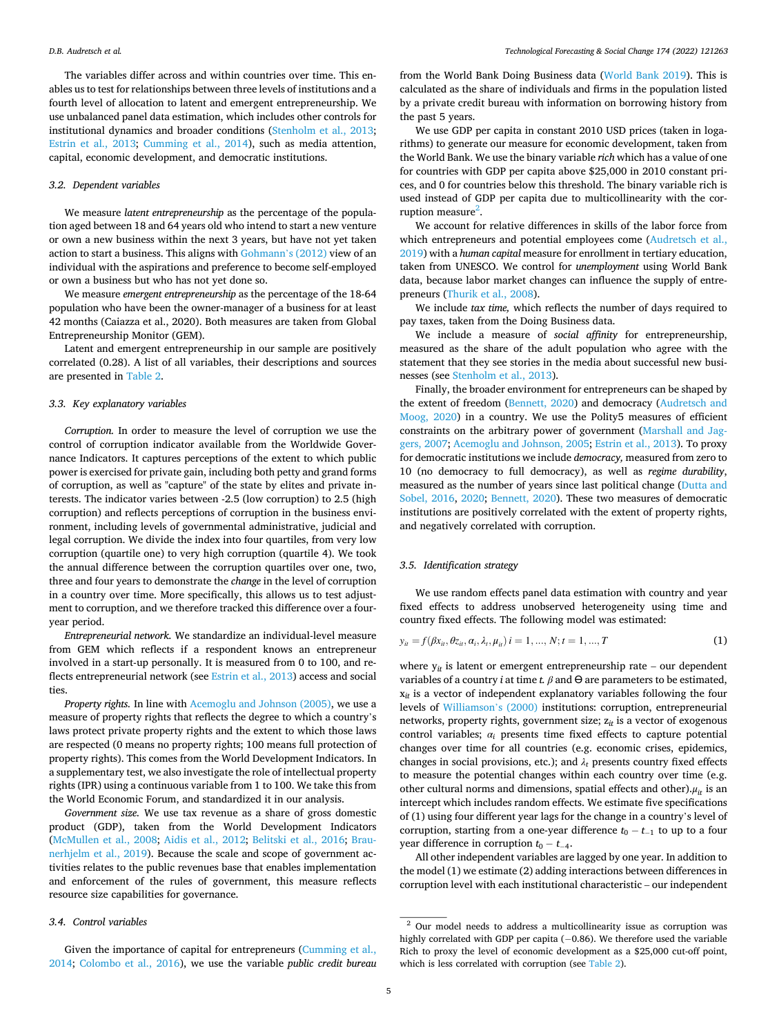The variables differ across and within countries over time. This enables us to test for relationships between three levels of institutions and a fourth level of allocation to latent and emergent entrepreneurship. We use unbalanced panel data estimation, which includes other controls for institutional dynamics and broader conditions (Stenholm et al., 2013; Estrin et al., 2013; Cumming et al., 2014), such as media attention, capital, economic development, and democratic institutions.

### 3.2. Dependent variables

We measure *latent entrepreneurship* as the percentage of the population aged between 18 and 64 years old who intend to start a new venture or own a new business within the next 3 years, but have not yet taken action to start a business. This aligns with Gohmann's (2012) view of an individual with the aspirations and preference to become self-employed or own a business but who has not yet done so.

We measure *emergent entrepreneurship* as the percentage of the 18-64 population who have been the owner-manager of a business for at least 42 months (Caiazza et al., 2020). Both measures are taken from Global Entrepreneurship Monitor (GEM).

Latent and emergent entrepreneurship in our sample are positively correlated (0.28). A list of all variables, their descriptions and sources are presented in Table 2.

### 3.3. Key explanatory variables

*Corruption.* In order to measure the level of corruption we use the control of corruption indicator available from the Worldwide Governance Indicators. It captures perceptions of the extent to which public power is exercised for private gain, including both petty and grand forms of corruption, as well as "capture" of the state by elites and private interests. The indicator varies between -2.5 (low corruption) to 2.5 (high corruption) and reflects perceptions of corruption in the business environment, including levels of governmental administrative, judicial and legal corruption. We divide the index into four quartiles, from very low corruption (quartile one) to very high corruption (quartile 4). We took the annual difference between the corruption quartiles over one, two, three and four years to demonstrate the *change* in the level of corruption in a country over time. More specifically, this allows us to test adjustment to corruption, and we therefore tracked this difference over a four-year period.

*Entrepreneurial network.* We standardize an individual-level measure from GEM which reflects if a respondent knows an entrepreneur involved in a start-up personally. It is measured from 0 to 100, and reflects entrepreneurial network (see Estrin et al., 2013) access and social ties.

*Property rights.* In line with Acemoglu and Johnson (2005), we use a measure of property rights that reflects the degree to which a country's laws protect private property rights and the extent to which those laws are respected (0 means no property rights; 100 means full protection of property rights). This comes from the World Development Indicators. In a supplementary test, we also investigate the role of intellectual property rights (IPR) using a continuous variable from 1 to 100. We take this from the World Economic Forum, and standardized it in our analysis.

*Government size.* We use tax revenue as a share of gross domestic product (GDP), taken from the World Development Indicators (McMullen et al., 2008; Aidis et al., 2012; Belitski et al., 2016; Braunerhjelm et al., 2019). Because the scale and scope of government activities relates to the public revenues base that enables implementation and enforcement of the rules of government, this measure reflects resource size capabilities for governance.

### 3.4. Control variables

Given the importance of capital for entrepreneurs (Cumming et al., 2014; Colombo et al., 2016), we use the variable *public credit bureau* from the World Bank Doing Business data (World Bank 2019). This is calculated as the share of individuals and firms in the population listed by a private credit bureau with information on borrowing history from the past 5 years.

We use GDP per capita in constant 2010 USD prices (taken in logarithms) to generate our measure for economic development, taken from the World Bank. We use the binary variable *rich* which has a value of one for countries with GDP per capita above $25,000 in 2010 constant prices, and 0 for countries below this threshold. The binary variable rich is used instead of GDP per capita due to multicollinearity with the corruption measure[2].

We account for relative differences in skills of the labor force from which entrepreneurs and potential employees come (Audretsch et al., 2019) with a *human capital* measure for enrollment in tertiary education, taken from UNESCO. We control for *unemployment* using World Bank data, because labor market changes can influence the supply of entrepreneurs (Thurik et al., 2008).

We include *tax time,* which reflects the number of days required to pay taxes, taken from the Doing Business data.

We include a measure of *social affinity* for entrepreneurship, measured as the share of the adult population who agree with the statement that they see stories in the media about successful new businesses (see Stenholm et al., 2013).

Finally, the broader environment for entrepreneurs can be shaped by the extent of freedom (Bennett, 2020) and democracy (Audretsch and Moog, 2020) in a country. We use the Polity5 measures of efficient constraints on the arbitrary power of government (Marshall and Jaggers, 2007; Acemoglu and Johnson, 2005; Estrin et al., 2013). To proxy for democratic institutions we include *democracy,* measured from zero to 10 (no democracy to full democracy), as well as *regime durability*, measured as the number of years since last political change (Dutta and Sobel, 2016, 2020; Bennett, 2020). These two measures of democratic institutions are positively correlated with the extent of property rights, and negatively correlated with corruption.

### 3.5. Identification strategy

We use random effects panel data estimation with country and year fixed effects to address unobserved heterogeneity using time and country fixed effects. The following model was estimated:

$$y_{it} = f(\beta x_{it}, \theta z_{it}, \alpha_t, \lambda_t, \mu_{it})\ i = 1, \ldots, N; t = 1, \ldots, T \tag{1}$$

where $y_{it}$ is latent or emergent entrepreneurship rate – our dependent variables of a country $i$ at time $t$. $\beta$ and $\Theta$ are parameters to be estimated, $x_{it}$ is a vector of independent explanatory variables following the four levels of Williamson's (2000) institutions: corruption, entrepreneurial networks, property rights, government size; $z_{it}$ is a vector of exogenous control variables; $\alpha_i$ presents time fixed effects to capture potential changes over time for all countries (e.g. economic crises, epidemics, changes in social provisions, etc.); and $\lambda_t$ presents country fixed effects to measure the potential changes within each country over time (e.g. other cultural norms and dimensions, spatial effects and other).$\mu_{it}$ is an intercept which includes random effects. We estimate five specifications of (1) using four different year lags for the change in a country's level of corruption, starting from a one-year difference $t_0 - t_{-1}$ to up to a four year difference in corruption $t_0 - t_{-4}$.

All other independent variables are lagged by one year. In addition to the model (1) we estimate (2) adding interactions between differences in corruption level with each institutional characteristic – our independent

[2] Our model needs to address a multicollinearity issue as corruption was highly correlated with GDP per capita (−0.86). We therefore used the variable Rich to proxy the level of economic development as a $25,000 cut-off point, which is less correlated with corruption (see Table 2).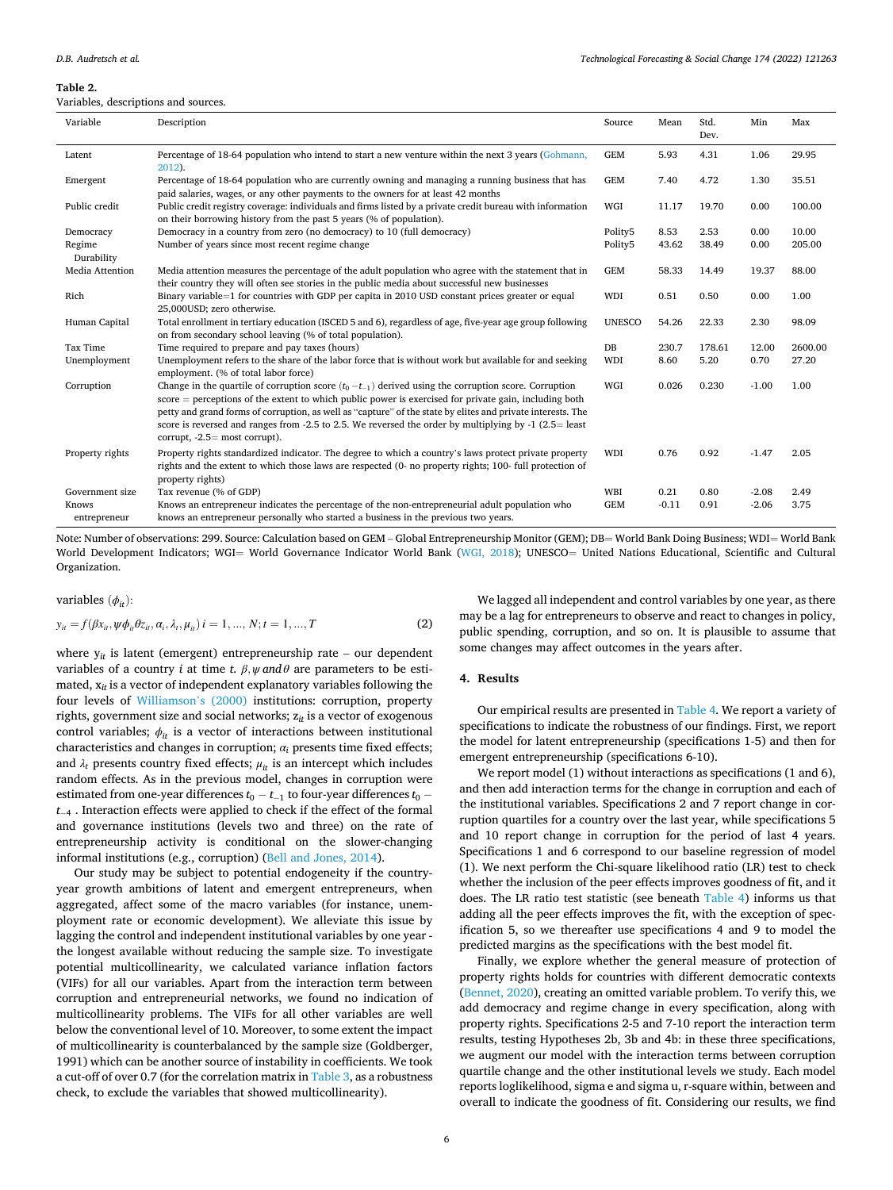**Table 2.**
Variables, descriptions and sources.

| Variable | Description | Source | Mean | Std. Dev. | Min | Max |
|---|---|---|---|---|---|---|
| Latent | Percentage of 18-64 population who intend to start a new venture within the next 3 years (Gohmann, 2012). | GEM | 5.93 | 4.31 | 1.06 | 29.95 |
| Emergent | Percentage of 18-64 population who are currently owning and managing a running business that has paid salaries, wages, or any other payments to the owners for at least 42 months | GEM | 7.40 | 4.72 | 1.30 | 35.51 |
| Public credit | Public credit registry coverage: individuals and firms listed by a private credit bureau with information on their borrowing history from the past 5 years (% of population). | WGI | 11.17 | 19.70 | 0.00 | 100.00 |
| Democracy | Democracy in a country from zero (no democracy) to 10 (full democracy) | Polity5 | 8.53 | 2.53 | 0.00 | 10.00 |
| Regime Durability | Number of years since most recent regime change | Polity5 | 43.62 | 38.49 | 0.00 | 205.00 |
| Media Attention | Media attention measures the percentage of the adult population who agree with the statement that in their country they will often see stories in the public media about successful new businesses | GEM | 58.33 | 14.49 | 19.37 | 88.00 |
| Rich | Binary variable=1 for countries with GDP per capita in 2010 USD constant prices greater or equal 25,000USD; zero otherwise. | WDI | 0.51 | 0.50 | 0.00 | 1.00 |
| Human Capital | Total enrollment in tertiary education (ISCED 5 and 6), regardless of age, five-year age group following on from secondary school leaving (% of total population). | UNESCO | 54.26 | 22.33 | 2.30 | 98.09 |
| Tax Time | Time required to prepare and pay taxes (hours) | DB | 230.7 | 178.61 | 12.00 | 2600.00 |
| Unemployment | Unemployment refers to the share of the labor force that is without work but available for and seeking employment. (% of total labor force) | WDI | 8.60 | 5.20 | 0.70 | 27.20 |
| Corruption | Change in the quartile of corruption score ($t_0 - t_{-1}$) derived using the corruption score. Corruption score = perceptions of the extent to which public power is exercised for private gain, including both petty and grand forms of corruption, as well as "capture" of the state by elites and private interests. The score is reversed and ranges from -2.5 to 2.5. We reversed the order by multiplying by -1 (2.5= least corrupt, -2.5= most corrupt). | WGI | 0.026 | 0.230 | -1.00 | 1.00 |
| Property rights | Property rights standardized indicator. The degree to which a country's laws protect private property rights and the extent to which those laws are respected (0- no property rights; 100- full protection of property rights) | WDI | 0.76 | 0.92 | -1.47 | 2.05 |
| Government size | Tax revenue (% of GDP) | WBI | 0.21 | 0.80 | -2.08 | 2.49 |
| Knows entrepreneur | Knows an entrepreneur indicates the percentage of the non-entrepreneurial adult population who knows an entrepreneur personally who started a business in the previous two years. | GEM | -0.11 | 0.91 | -2.06 | 3.75 |

Note: Number of observations: 299. Source: Calculation based on GEM – Global Entrepreneurship Monitor (GEM); DB= World Bank Doing Business; WDI= World Bank World Development Indicators; WGI= World Governance Indicator World Bank (WGI, 2018); UNESCO= United Nations Educational, Scientific and Cultural Organization.

variables ($\phi_{it}$):

$$y_{it} = f(\beta x_{it}, \psi \phi_{it} \theta z_{it}, \alpha_i, \lambda_t, \mu_{it})\ i = 1, ..., N; t = 1, ..., T \tag{2}$$

where $y_{it}$ is latent (emergent) entrepreneurship rate – our dependent variables of a country $i$ at time $t$. $\beta, \psi$ *and* $\theta$ are parameters to be estimated, $x_{it}$ is a vector of independent explanatory variables following the four levels of Williamson's (2000) institutions: corruption, property rights, government size and social networks; $z_{it}$ is a vector of exogenous control variables; $\phi_{it}$ is a vector of interactions between institutional characteristics and changes in corruption; $\alpha_i$ presents time fixed effects; and $\lambda_t$ presents country fixed effects; $\mu_{it}$ is an intercept which includes random effects. As in the previous model, changes in corruption were estimated from one-year differences $t_0 - t_{-1}$ to four-year differences $t_0 - t_{-4}$ . Interaction effects were applied to check if the effect of the formal and governance institutions (levels two and three) on the rate of entrepreneurship activity is conditional on the slower-changing informal institutions (e.g., corruption) (Bell and Jones, 2014).

Our study may be subject to potential endogeneity if the country-year growth ambitions of latent and emergent entrepreneurs, when aggregated, affect some of the macro variables (for instance, unemployment rate or economic development). We alleviate this issue by lagging the control and independent institutional variables by one year - the longest available without reducing the sample size. To investigate potential multicollinearity, we calculated variance inflation factors (VIFs) for all our variables. Apart from the interaction term between corruption and entrepreneurial networks, we found no indication of multicollinearity problems. The VIFs for all other variables are well below the conventional level of 10. Moreover, to some extent the impact of multicollinearity is counterbalanced by the sample size (Goldberger, 1991) which can be another source of instability in coefficients. We took a cut-off of over 0.7 (for the correlation matrix in Table 3, as a robustness check, to exclude the variables that showed multicollinearity).

We lagged all independent and control variables by one year, as there may be a lag for entrepreneurs to observe and react to changes in policy, public spending, corruption, and so on. It is plausible to assume that some changes may affect outcomes in the years after.

## 4. Results

Our empirical results are presented in Table 4. We report a variety of specifications to indicate the robustness of our findings. First, we report the model for latent entrepreneurship (specifications 1-5) and then for emergent entrepreneurship (specifications 6-10).

We report model (1) without interactions as specifications (1 and 6), and then add interaction terms for the change in corruption and each of the institutional variables. Specifications 2 and 7 report change in corruption quartiles for a country over the last year, while specifications 5 and 10 report change in corruption for the period of last 4 years. Specifications 1 and 6 correspond to our baseline regression of model (1). We next perform the Chi-square likelihood ratio (LR) test to check whether the inclusion of the peer effects improves goodness of fit, and it does. The LR ratio test statistic (see beneath Table 4) informs us that adding all the peer effects improves the fit, with the exception of specification 5, so we thereafter use specifications 4 and 9 to model the predicted margins as the specifications with the best model fit.

Finally, we explore whether the general measure of protection of property rights holds for countries with different democratic contexts (Bennet, 2020), creating an omitted variable problem. To verify this, we add democracy and regime change in every specification, along with property rights. Specifications 2-5 and 7-10 report the interaction term results, testing Hypotheses 2b, 3b and 4b: in these three specifications, we augment our model with the interaction terms between corruption quartile change and the other institutional levels we study. Each model reports loglikelihood, sigma e and sigma u, r-square within, between and overall to indicate the goodness of fit. Considering our results, we find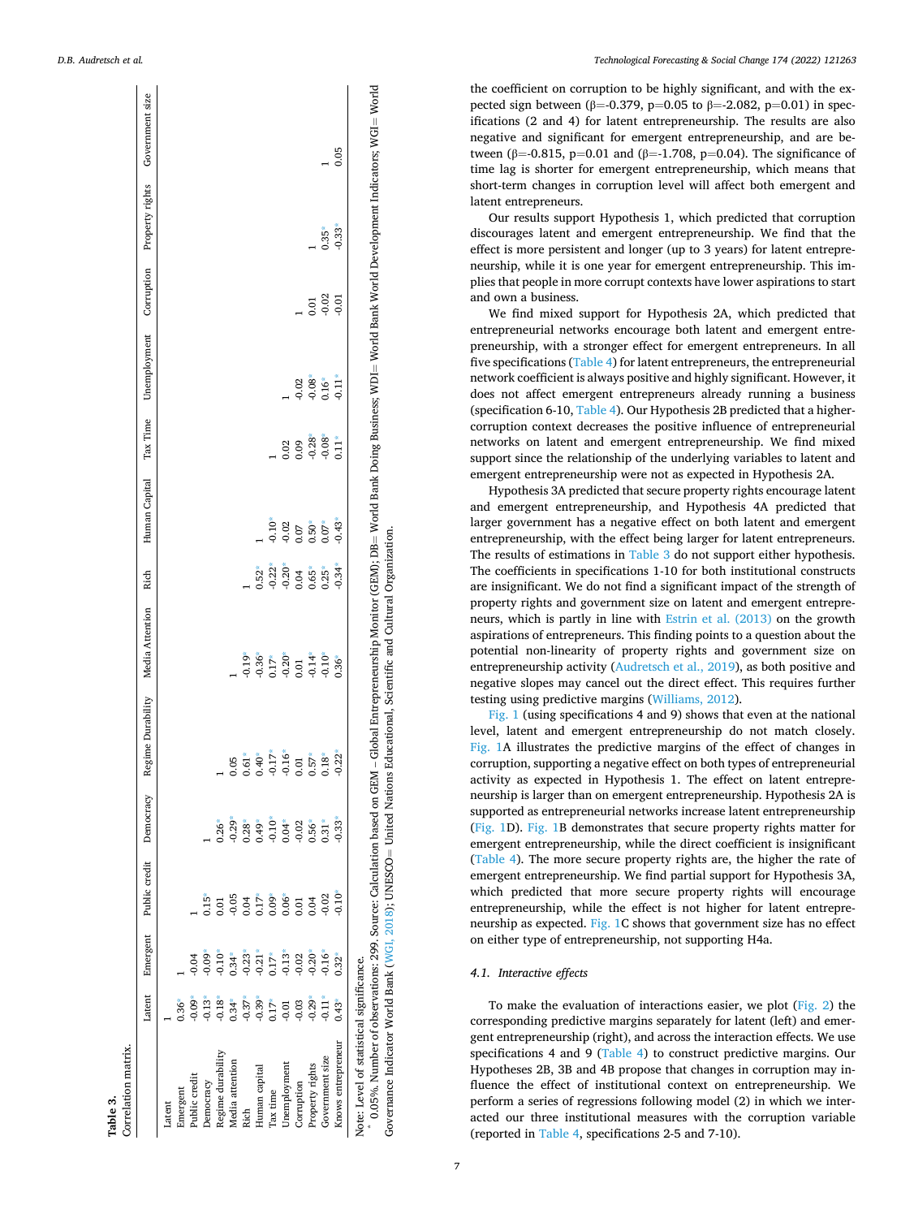**Table 3.**
Correlation matrix.

| | Latent | Emergent | Public credit | Democracy | Regime Durability | Media Attention | Rich | Human Capital | Tax Time | Unemployment | Corruption | Property rights | Government size |
|---|---|---|---|---|---|---|---|---|---|---|---|---|---|
| Latent | 1 | | | | | | | | | | | | |
| Emergent | 0.36* | 1 | | | | | | | | | | | |
| Public credit | -0.09* | -0.04 | 1 | | | | | | | | | | |
| Democracy | -0.13* | -0.09* | 0.15* | 1 | | | | | | | | | |
| Regime durability | -0.18* | -0.10* | 0.01 | 0.26* | 1 | | | | | | | | |
| Media attention | 0.34* | 0.34* | -0.05 | -0.29* | 0.05 | 1 | | | | | | | |
| Rich | -0.37* | -0.23* | 0.04 | 0.28* | 0.61* | -0.19* | 1 | | | | | | |
| Human capital | -0.39* | -0.21* | 0.17* | 0.49* | 0.40* | -0.36* | 0.52* | 1 | | | | | |
| Tax time | 0.17* | 0.17* | 0.09* | -0.10* | -0.17* | 0.17* | -0.22* | -0.10* | 1 | | | | |
| Unemployment | -0.01 | -0.13* | 0.06* | 0.04* | -0.16* | -0.20* | -0.20* | -0.02 | 0.02 | 1 | | | |
| Corruption | -0.03 | -0.02 | 0.01 | -0.02 | 0.01 | 0.01 | 0.04 | 0.07 | 0.09 | -0.02 | 1 | | |
| Property rights | -0.29* | -0.20* | 0.04 | 0.56* | 0.57* | -0.14* | 0.65* | 0.50* | -0.28* | -0.08* | 0.01 | 1 | |
| Government size | -0.11* | -0.16* | -0.02 | 0.31* | 0.18* | -0.10* | 0.25* | 0.07* | -0.08* | 0.16* | -0.02 | 0.35* | 1 |
| Knows entrepreneur | 0.43* | 0.32* | -0.10* | -0.33* | -0.22* | 0.36* | -0.34* | -0.43* | 0.11* | -0.11* | -0.01 | -0.33* | 0.05 |

Note: Level of statistical significance.
\* 0.05%. Number of observations: 299. Source: Calculation based on GEM – Global Entrepreneurship Monitor (GEM); DB= World Bank Doing Business; WDI= World Bank World Development Indicators; WGI= World Governance Indicator World Bank (WGI, 2018); UNESCO= United Nations Educational, Scientific and Cultural Organization.

the coefficient on corruption to be highly significant, and with the expected sign between (β=-0.379, p=0.05 to β=-2.082, p=0.01) in specifications (2 and 4) for latent entrepreneurship. The results are also negative and significant for emergent entrepreneurship, and are between (β=-0.815, p=0.01 and (β=-1.708, p=0.04). The significance of time lag is shorter for emergent entrepreneurship, which means that short-term changes in corruption level will affect both emergent and latent entrepreneurs.

Our results support Hypothesis 1, which predicted that corruption discourages latent and emergent entrepreneurship. We find that the effect is more persistent and longer (up to 3 years) for latent entrepreneurship, while it is one year for emergent entrepreneurship. This implies that people in more corrupt contexts have lower aspirations to start and own a business.

We find mixed support for Hypothesis 2A, which predicted that entrepreneurial networks encourage both latent and emergent entrepreneurship, with a stronger effect for emergent entrepreneurs. In all five specifications (Table 4) for latent entrepreneurs, the entrepreneurial network coefficient is always positive and highly significant. However, it does not affect emergent entrepreneurs already running a business (specification 6-10, Table 4). Our Hypothesis 2B predicted that a higher-corruption context decreases the positive influence of entrepreneurial networks on latent and emergent entrepreneurship. We find mixed support since the relationship of the underlying variables to latent and emergent entrepreneurship were not as expected in Hypothesis 2A.

Hypothesis 3A predicted that secure property rights encourage latent and emergent entrepreneurship, and Hypothesis 4A predicted that larger government has a negative effect on both latent and emergent entrepreneurship, with the effect being larger for latent entrepreneurs. The results of estimations in Table 3 do not support either hypothesis. The coefficients in specifications 1-10 for both institutional constructs are insignificant. We do not find a significant impact of the strength of property rights and government size on latent and emergent entrepreneurs, which is partly in line with Estrin et al. (2013) on the growth aspirations of entrepreneurs. This finding points to a question about the potential non-linearity of property rights and government size on entrepreneurship activity (Audretsch et al., 2019), as both positive and negative slopes may cancel out the direct effect. This requires further testing using predictive margins (Williams, 2012).

Fig. 1 (using specifications 4 and 9) shows that even at the national level, latent and emergent entrepreneurship do not match closely. Fig. 1A illustrates the predictive margins of the effect of changes in corruption, supporting a negative effect on both types of entrepreneurial activity as expected in Hypothesis 1. The effect on latent entrepreneurship is larger than on emergent entrepreneurship. Hypothesis 2A is supported as entrepreneurial networks increase latent entrepreneurship (Fig. 1D). Fig. 1B demonstrates that secure property rights matter for emergent entrepreneurship, while the direct coefficient is insignificant (Table 4). The more secure property rights are, the higher the rate of emergent entrepreneurship. We find partial support for Hypothesis 3A, which predicted that more secure property rights will encourage entrepreneurship, while the effect is not higher for latent entrepreneurship as expected. Fig. 1C shows that government size has no effect on either type of entrepreneurship, not supporting H4a.

### 4.1. Interactive effects

To make the evaluation of interactions easier, we plot (Fig. 2) the corresponding predictive margins separately for latent (left) and emergent entrepreneurship (right), and across the interaction effects. We use specifications 4 and 9 (Table 4) to construct predictive margins. Our Hypotheses 2B, 3B and 4B propose that changes in corruption may influence the effect of institutional context on entrepreneurship. We perform a series of regressions following model (2) in which we interacted our three institutional measures with the corruption variable (reported in Table 4, specifications 2-5 and 7-10).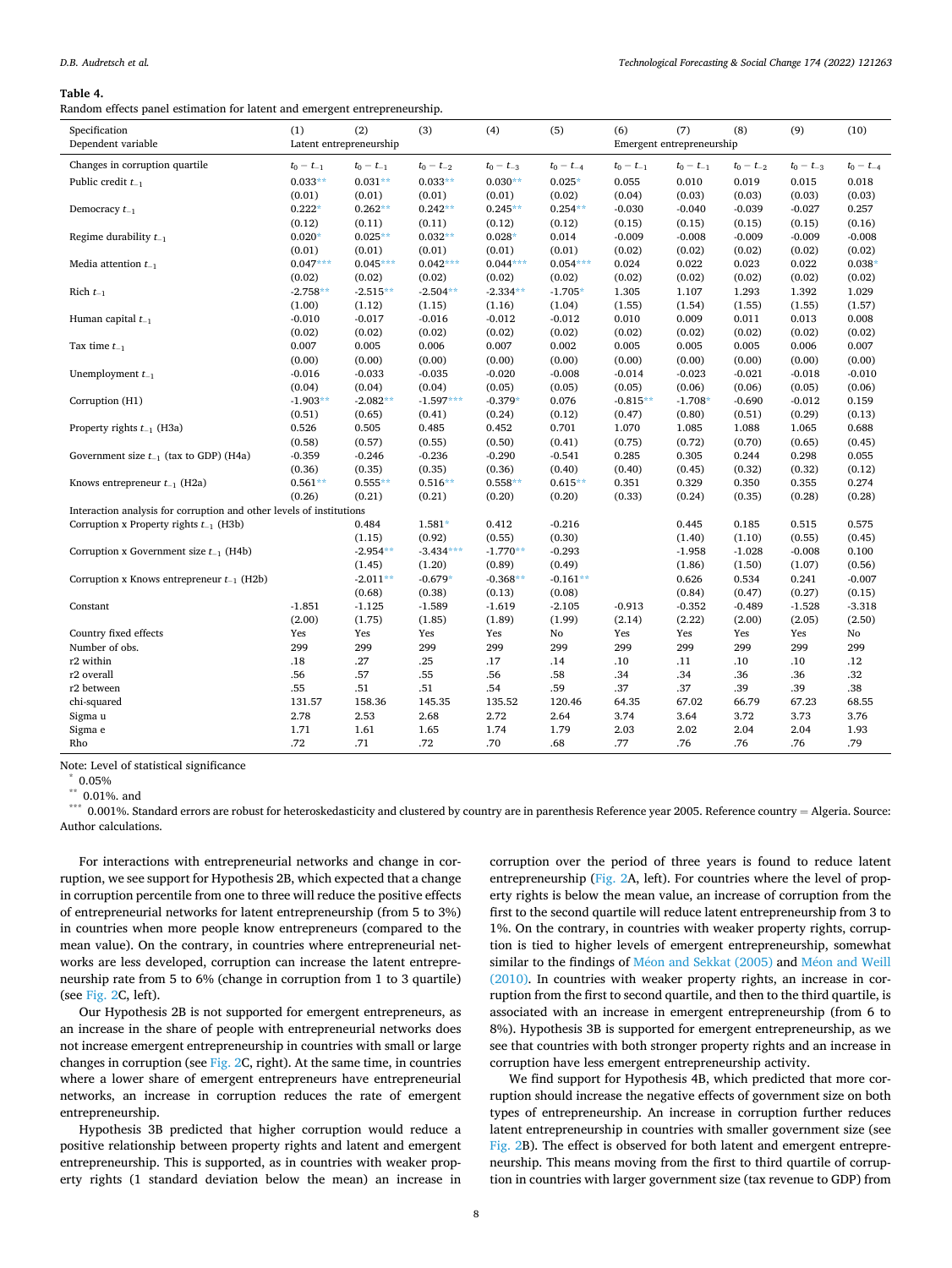**Table 4.**
Random effects panel estimation for latent and emergent entrepreneurship.

| Specification | (1) | (2) | (3) | (4) | (5) | (6) | (7) | (8) | (9) | (10) |
|---|---|---|---|---|---|---|---|---|---|---|
| Dependent variable | Latent entrepreneurship | | | | | Emergent entrepreneurship | | | | |
| Changes in corruption quartile | $t_0 - t_{-1}$ | $t_0 - t_{-1}$ | $t_0 - t_{-2}$ | $t_0 - t_{-3}$ | $t_0 - t_{-4}$ | $t_0 - t_{-1}$ | $t_0 - t_{-1}$ | $t_0 - t_{-2}$ | $t_0 - t_{-3}$ | $t_0 - t_{-4}$ |
| Public credit $t_{-1}$ | 0.033** | 0.031** | 0.033** | 0.030** | 0.025* | 0.055 | 0.010 | 0.019 | 0.015 | 0.018 |
| | (0.01) | (0.01) | (0.01) | (0.01) | (0.02) | (0.04) | (0.03) | (0.03) | (0.03) | (0.03) |
| Democracy $t_{-1}$ | 0.222* | 0.262** | 0.242** | 0.245** | 0.254** | -0.030 | -0.040 | -0.039 | -0.027 | 0.257 |
| | (0.12) | (0.11) | (0.11) | (0.12) | (0.12) | (0.15) | (0.15) | (0.15) | (0.15) | (0.16) |
| Regime durability $t_{-1}$ | 0.020* | 0.025** | 0.032** | 0.028* | 0.014 | -0.009 | -0.008 | -0.009 | -0.009 | -0.008 |
| | (0.01) | (0.01) | (0.01) | (0.01) | (0.01) | (0.02) | (0.02) | (0.02) | (0.02) | (0.02) |
| Media attention $t_{-1}$ | 0.047*** | 0.045*** | 0.042*** | 0.044*** | 0.054*** | 0.024 | 0.022 | 0.023 | 0.022 | 0.038* |
| | (0.02) | (0.02) | (0.02) | (0.02) | (0.02) | (0.02) | (0.02) | (0.02) | (0.02) | (0.02) |
| Rich $t_{-1}$ | -2.758** | -2.515** | -2.504** | -2.334** | -1.705* | 1.305 | 1.107 | 1.293 | 1.392 | 1.029 |
| | (1.00) | (1.12) | (1.15) | (1.16) | (1.04) | (1.55) | (1.54) | (1.55) | (1.55) | (1.57) |
| Human capital $t_{-1}$ | -0.010 | -0.017 | -0.016 | -0.012 | -0.012 | 0.010 | 0.009 | 0.011 | 0.013 | 0.008 |
| | (0.02) | (0.02) | (0.02) | (0.02) | (0.02) | (0.02) | (0.02) | (0.02) | (0.02) | (0.02) |
| Tax time $t_{-1}$ | 0.007 | 0.005 | 0.006 | 0.007 | 0.002 | 0.005 | 0.005 | 0.005 | 0.006 | 0.007 |
| | (0.00) | (0.00) | (0.00) | (0.00) | (0.00) | (0.00) | (0.00) | (0.00) | (0.00) | (0.00) |
| Unemployment $t_{-1}$ | -0.016 | -0.033 | -0.035 | -0.020 | -0.008 | -0.014 | -0.023 | -0.021 | -0.018 | -0.010 |
| | (0.04) | (0.04) | (0.04) | (0.05) | (0.05) | (0.05) | (0.06) | (0.06) | (0.05) | (0.06) |
| Corruption (H1) | -1.903** | -2.082** | -1.597*** | -0.379* | 0.076 | -0.815** | -1.708* | -0.690 | -0.012 | 0.159 |
| | (0.51) | (0.65) | (0.41) | (0.24) | (0.12) | (0.47) | (0.80) | (0.51) | (0.29) | (0.13) |
| Property rights $t_{-1}$ (H3a) | 0.526 | 0.505 | 0.485 | 0.452 | 0.701 | 1.070 | 1.085 | 1.088 | 1.065 | 0.688 |
| | (0.58) | (0.57) | (0.55) | (0.50) | (0.41) | (0.75) | (0.72) | (0.70) | (0.65) | (0.45) |
| Government size $t_{-1}$ (tax to GDP) (H4a) | -0.359 | -0.246 | -0.236 | -0.290 | -0.541 | 0.285 | 0.305 | 0.244 | 0.298 | 0.055 |
| | (0.36) | (0.35) | (0.35) | (0.36) | (0.40) | (0.40) | (0.45) | (0.32) | (0.32) | (0.12) |
| Knows entrepreneur $t_{-1}$ (H2a) | 0.561** | 0.555** | 0.516** | 0.558** | 0.615** | 0.351 | 0.329 | 0.350 | 0.355 | 0.274 |
| | (0.26) | (0.21) | (0.21) | (0.20) | (0.20) | (0.33) | (0.24) | (0.35) | (0.28) | (0.28) |
| Interaction analysis for corruption and other levels of institutions | | | | | | | | | | |
| Corruption x Property rights $t_{-1}$ (H3b) | | 0.484 | 1.581* | 0.412 | -0.216 | | 0.445 | 0.185 | 0.515 | 0.575 |
| | | (1.15) | (0.92) | (0.55) | (0.30) | | (1.40) | (1.10) | (0.55) | (0.45) |
| Corruption x Government size $t_{-1}$ (H4b) | | -2.954** | -3.434*** | -1.770** | -0.293 | | -1.958 | -1.028 | -0.008 | 0.100 |
| | | (1.45) | (1.20) | (0.89) | (0.49) | | (1.86) | (1.50) | (1.07) | (0.56) |
| Corruption x Knows entrepreneur $t_{-1}$ (H2b) | | -2.011** | -0.679* | -0.368** | -0.161** | | 0.626 | 0.534 | 0.241 | -0.007 |
| | | (0.68) | (0.38) | (0.13) | (0.08) | | (0.84) | (0.47) | (0.27) | (0.15) |
| Constant | -1.851 | -1.125 | -1.589 | -1.619 | -2.105 | -0.913 | -0.352 | -0.489 | -1.528 | -3.318 |
| | (2.00) | (1.75) | (1.85) | (1.89) | (1.99) | (2.14) | (2.22) | (2.00) | (2.05) | (2.50) |
| Country fixed effects | Yes | Yes | Yes | Yes | No | Yes | Yes | Yes | Yes | No |
| Number of obs. | 299 | 299 | 299 | 299 | 299 | 299 | 299 | 299 | 299 | 299 |
| r2 within | .18 | .27 | .25 | .17 | .14 | .10 | .11 | .10 | .10 | .12 |
| r2 overall | .56 | .57 | .55 | .56 | .58 | .34 | .34 | .36 | .36 | .32 |
| r2 between | .55 | .51 | .51 | .54 | .59 | .37 | .37 | .39 | .39 | .38 |
| chi-squared | 131.57 | 158.36 | 145.35 | 135.52 | 120.46 | 64.35 | 67.02 | 66.79 | 67.23 | 68.55 |
| Sigma u | 2.78 | 2.53 | 2.68 | 2.72 | 2.64 | 3.74 | 3.64 | 3.72 | 3.73 | 3.76 |
| Sigma e | 1.71 | 1.61 | 1.65 | 1.74 | 1.79 | 2.03 | 2.02 | 2.04 | 2.04 | 1.93 |
| Rho | .72 | .71 | .72 | .70 | .68 | .77 | .76 | .76 | .76 | .79 |

Note: Level of statistical significance
* 0.05%
** 0.01%. and
*** 0.001%. Standard errors are robust for heteroskedasticity and clustered by country are in parenthesis Reference year 2005. Reference country = Algeria. Source: Author calculations.

For interactions with entrepreneurial networks and change in corruption, we see support for Hypothesis 2B, which expected that a change in corruption percentile from one to three will reduce the positive effects of entrepreneurial networks for latent entrepreneurship (from 5 to 3%) in countries when more people know entrepreneurs (compared to the mean value). On the contrary, in countries where entrepreneurial networks are less developed, corruption can increase the latent entrepreneurship rate from 5 to 6% (change in corruption from 1 to 3 quartile) (see Fig. 2C, left).

Our Hypothesis 2B is not supported for emergent entrepreneurs, as an increase in the share of people with entrepreneurial networks does not increase emergent entrepreneurship in countries with small or large changes in corruption (see Fig. 2C, right). At the same time, in countries where a lower share of emergent entrepreneurs have entrepreneurial networks, an increase in corruption reduces the rate of emergent entrepreneurship.

Hypothesis 3B predicted that higher corruption would reduce a positive relationship between property rights and latent and emergent entrepreneurship. This is supported, as in countries with weaker property rights (1 standard deviation below the mean) an increase in corruption over the period of three years is found to reduce latent entrepreneurship (Fig. 2A, left). For countries where the level of property rights is below the mean value, an increase of corruption from the first to the second quartile will reduce latent entrepreneurship from 3 to 1%. On the contrary, in countries with weaker property rights, corruption is tied to higher levels of emergent entrepreneurship, somewhat similar to the findings of Méon and Sekkat (2005) and Méon and Weill (2010). In countries with weaker property rights, an increase in corruption from the first to second quartile, and then to the third quartile, is associated with an increase in emergent entrepreneurship (from 6 to 8%). Hypothesis 3B is supported for emergent entrepreneurship, as we see that countries with both stronger property rights and an increase in corruption have less emergent entrepreneurship activity.

We find support for Hypothesis 4B, which predicted that more corruption should increase the negative effects of government size on both types of entrepreneurship. An increase in corruption further reduces latent entrepreneurship in countries with smaller government size (see Fig. 2B). The effect is observed for both latent and emergent entrepreneurship. This means moving from the first to third quartile of corruption in countries with larger government size (tax revenue to GDP) from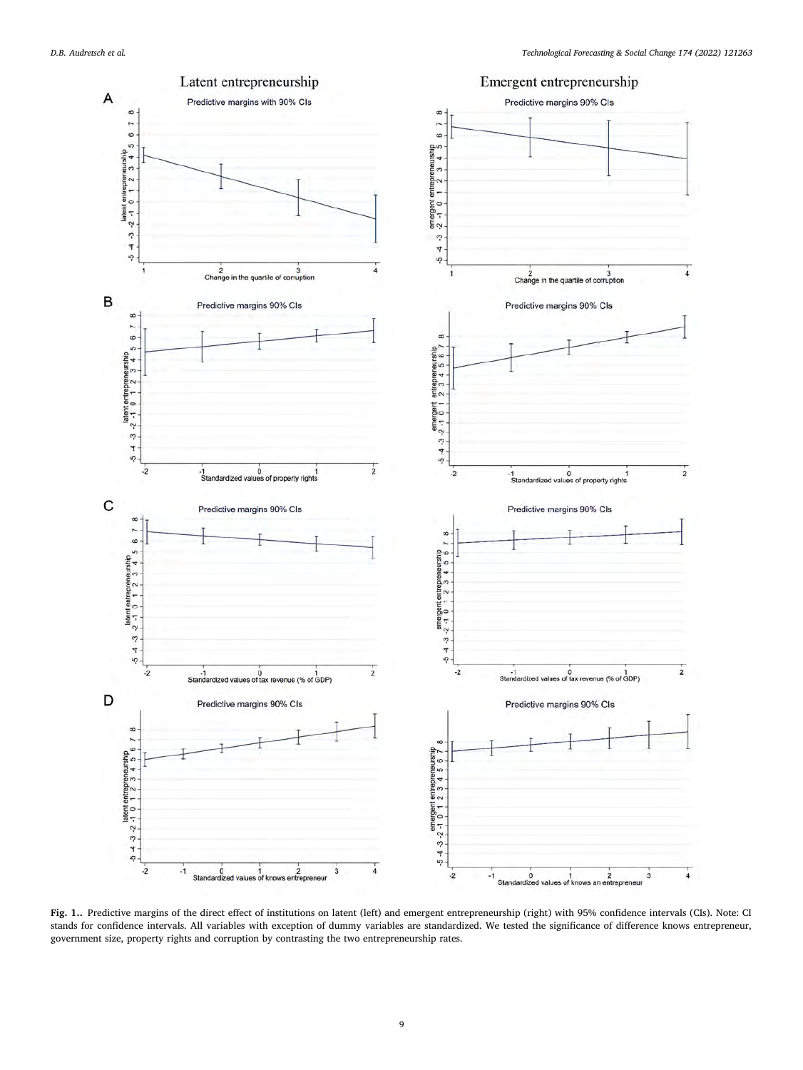**Fig. 1..** Predictive margins of the direct effect of institutions on latent (left) and emergent entrepreneurship (right) with 95% confidence intervals (CIs). Note: CI stands for confidence intervals. All variables with exception of dummy variables are standardized. We tested the significance of difference knows entrepreneur, government size, property rights and corruption by contrasting the two entrepreneurship rates.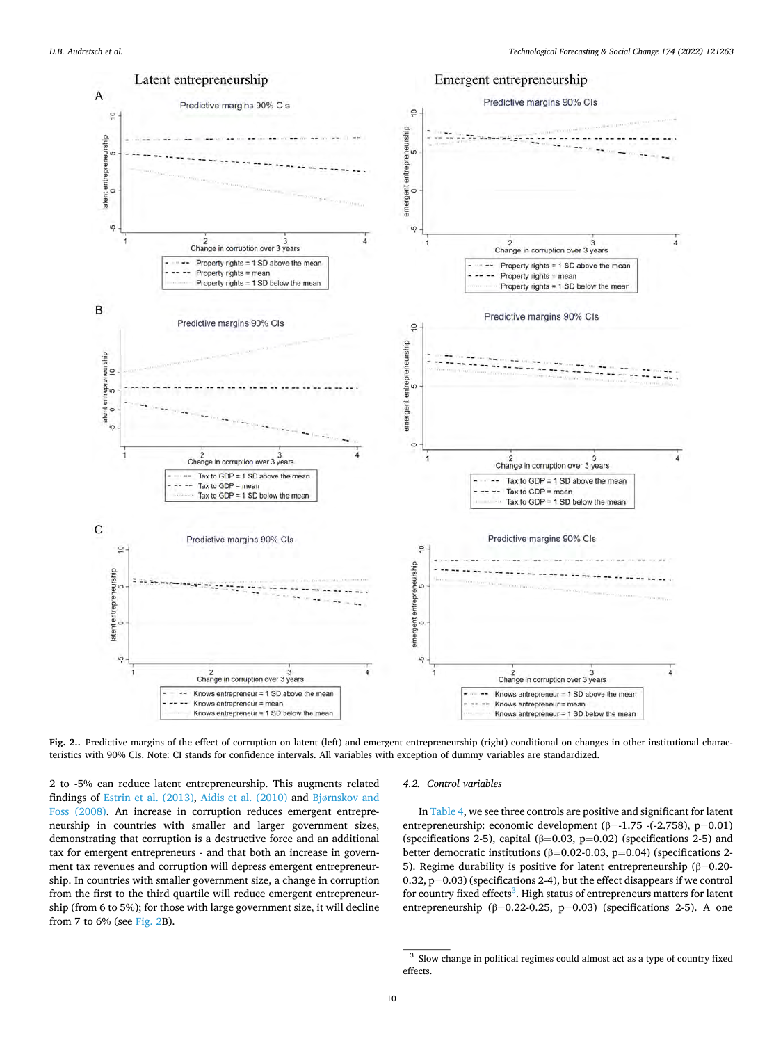**Fig. 2..** Predictive margins of the effect of corruption on latent (left) and emergent entrepreneurship (right) conditional on changes in other institutional characteristics with 90% CIs. Note: CI stands for confidence intervals. All variables with exception of dummy variables are standardized.

2 to -5% can reduce latent entrepreneurship. This augments related findings of Estrin et al. (2013), Aidis et al. (2010) and Bjørnskov and Foss (2008). An increase in corruption reduces emergent entrepreneurship in countries with smaller and larger government sizes, demonstrating that corruption is a destructive force and an additional tax for emergent entrepreneurs - and that both an increase in government tax revenues and corruption will depress emergent entrepreneurship. In countries with smaller government size, a change in corruption from the first to the third quartile will reduce emergent entrepreneurship (from 6 to 5%); for those with large government size, it will decline from 7 to 6% (see Fig. 2B).

### 4.2. Control variables

In Table 4, we see three controls are positive and significant for latent entrepreneurship: economic development ($\beta$=-1.75 -(-2.758), p=0.01) (specifications 2-5), capital ($\beta$=0.03, p=0.02) (specifications 2-5) and better democratic institutions ($\beta$=0.02-0.03, p=0.04) (specifications 2-5). Regime durability is positive for latent entrepreneurship ($\beta$=0.20-0.32, p=0.03) (specifications 2-4), but the effect disappears if we control for country fixed effects[3]. High status of entrepreneurs matters for latent entrepreneurship ($\beta$=0.22-0.25, p=0.03) (specifications 2-5). A one

[3] Slow change in political regimes could almost act as a type of country fixed effects.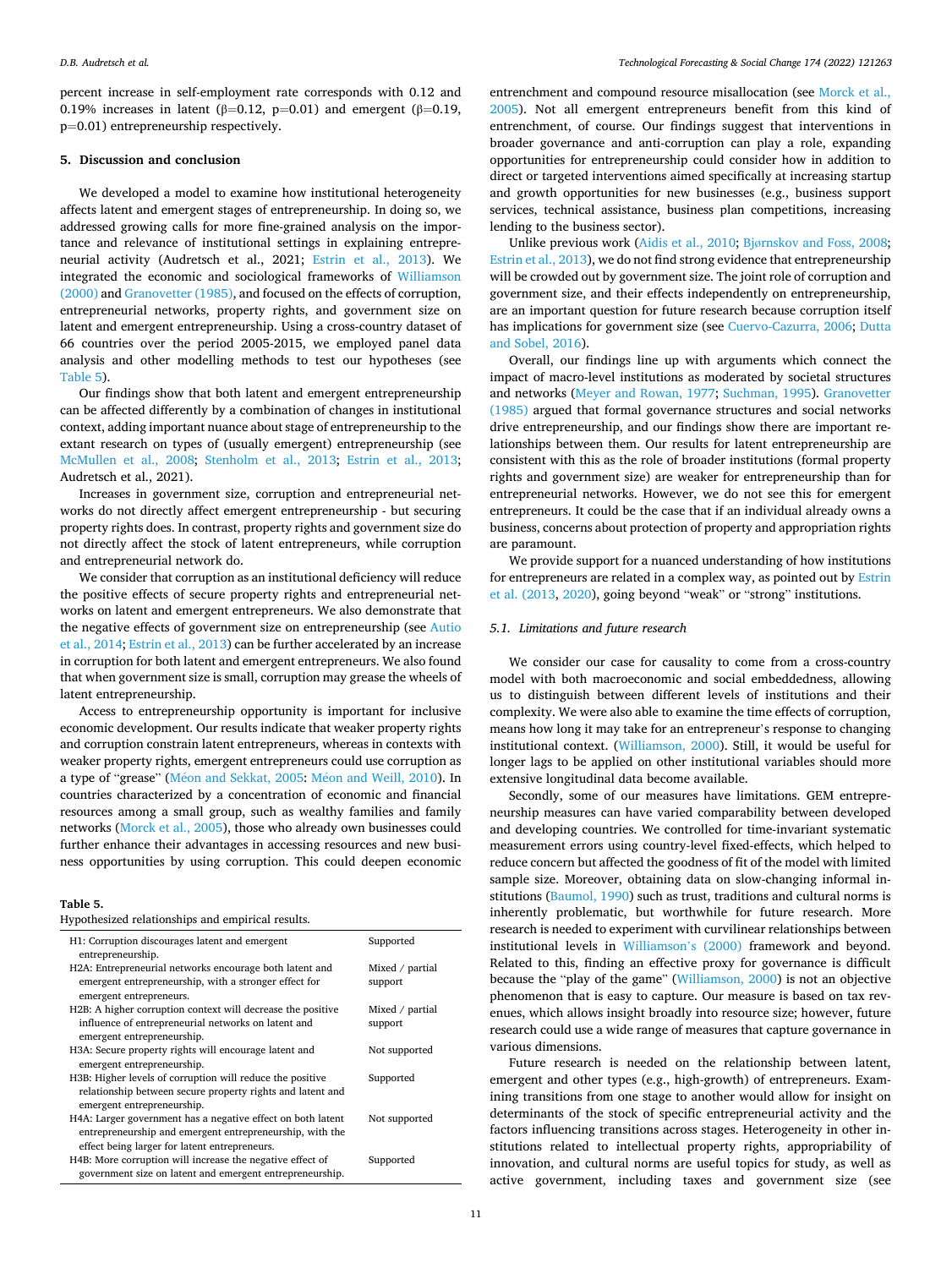percent increase in self-employment rate corresponds with 0.12 and 0.19% increases in latent ($\beta$=0.12, p=0.01) and emergent ($\beta$=0.19, p=0.01) entrepreneurship respectively.

## 5. Discussion and conclusion

We developed a model to examine how institutional heterogeneity affects latent and emergent stages of entrepreneurship. In doing so, we addressed growing calls for more fine-grained analysis on the importance and relevance of institutional settings in explaining entrepreneurial activity (Audretsch et al., 2021; Estrin et al., 2013). We integrated the economic and sociological frameworks of Williamson (2000) and Granovetter (1985), and focused on the effects of corruption, entrepreneurial networks, property rights, and government size on latent and emergent entrepreneurship. Using a cross-country dataset of 66 countries over the period 2005-2015, we employed panel data analysis and other modelling methods to test our hypotheses (see Table 5).

Our findings show that both latent and emergent entrepreneurship can be affected differently by a combination of changes in institutional context, adding important nuance about stage of entrepreneurship to the extant research on types of (usually emergent) entrepreneurship (see McMullen et al., 2008; Stenholm et al., 2013; Estrin et al., 2013; Audretsch et al., 2021).

Increases in government size, corruption and entrepreneurial networks do not directly affect emergent entrepreneurship - but securing property rights does. In contrast, property rights and government size do not directly affect the stock of latent entrepreneurs, while corruption and entrepreneurial network do.

We consider that corruption as an institutional deficiency will reduce the positive effects of secure property rights and entrepreneurial networks on latent and emergent entrepreneurs. We also demonstrate that the negative effects of government size on entrepreneurship (see Autio et al., 2014; Estrin et al., 2013) can be further accelerated by an increase in corruption for both latent and emergent entrepreneurs. We also found that when government size is small, corruption may grease the wheels of latent entrepreneurship.

Access to entrepreneurship opportunity is important for inclusive economic development. Our results indicate that weaker property rights and corruption constrain latent entrepreneurs, whereas in contexts with weaker property rights, emergent entrepreneurs could use corruption as a type of "grease" (Méon and Sekkat, 2005: Méon and Weill, 2010). In countries characterized by a concentration of economic and financial resources among a small group, such as wealthy families and family networks (Morck et al., 2005), those who already own businesses could further enhance their advantages in accessing resources and new business opportunities by using corruption. This could deepen economic entrenchment and compound resource misallocation (see Morck et al., 2005). Not all emergent entrepreneurs benefit from this kind of entrenchment, of course. Our findings suggest that interventions in broader governance and anti-corruption can play a role, expanding opportunities for entrepreneurship could consider how in addition to direct or targeted interventions aimed specifically at increasing startup and growth opportunities for new businesses (e.g., business support services, technical assistance, business plan competitions, increasing lending to the business sector).

**Table 5.**
Hypothesized relationships and empirical results.

| Hypothesis | Result |
|---|---|
| H1: Corruption discourages latent and emergent entrepreneurship. | Supported |
| H2A: Entrepreneurial networks encourage both latent and emergent entrepreneurship, with a stronger effect for emergent entrepreneurs. | Mixed / partial support |
| H2B: A higher corruption context will decrease the positive influence of entrepreneurial networks on latent and emergent entrepreneurship. | Mixed / partial support |
| H3A: Secure property rights will encourage latent and emergent entrepreneurship. | Not supported |
| H3B: Higher levels of corruption will reduce the positive relationship between secure property rights and latent and emergent entrepreneurship. | Supported |
| H4A: Larger government has a negative effect on both latent entrepreneurship and emergent entrepreneurship, with the effect being larger for latent entrepreneurs. | Not supported |
| H4B: More corruption will increase the negative effect of government size on latent and emergent entrepreneurship. | Supported |

Unlike previous work (Aidis et al., 2010; Bjørnskov and Foss, 2008; Estrin et al., 2013), we do not find strong evidence that entrepreneurship will be crowded out by government size. The joint role of corruption and government size, and their effects independently on entrepreneurship, are an important question for future research because corruption itself has implications for government size (see Cuervo-Cazurra, 2006; Dutta and Sobel, 2016).

Overall, our findings line up with arguments which connect the impact of macro-level institutions as moderated by societal structures and networks (Meyer and Rowan, 1977; Suchman, 1995). Granovetter (1985) argued that formal governance structures and social networks drive entrepreneurship, and our findings show there are important relationships between them. Our results for latent entrepreneurship are consistent with this as the role of broader institutions (formal property rights and government size) are weaker for entrepreneurship than for entrepreneurial networks. However, we do not see this for emergent entrepreneurs. It could be the case that if an individual already owns a business, concerns about protection of property and appropriation rights are paramount.

We provide support for a nuanced understanding of how institutions for entrepreneurs are related in a complex way, as pointed out by Estrin et al. (2013, 2020), going beyond "weak" or "strong" institutions.

### 5.1. Limitations and future research

We consider our case for causality to come from a cross-country model with both macroeconomic and social embeddedness, allowing us to distinguish between different levels of institutions and their complexity. We were also able to examine the time effects of corruption, means how long it may take for an entrepreneur's response to changing institutional context. (Williamson, 2000). Still, it would be useful for longer lags to be applied on other institutional variables should more extensive longitudinal data become available.

Secondly, some of our measures have limitations. GEM entrepreneurship measures can have varied comparability between developed and developing countries. We controlled for time-invariant systematic measurement errors using country-level fixed-effects, which helped to reduce concern but affected the goodness of fit of the model with limited sample size. Moreover, obtaining data on slow-changing informal institutions (Baumol, 1990) such as trust, traditions and cultural norms is inherently problematic, but worthwhile for future research. More research is needed to experiment with curvilinear relationships between institutional levels in Williamson's (2000) framework and beyond. Related to this, finding an effective proxy for governance is difficult because the "play of the game" (Williamson, 2000) is not an objective phenomenon that is easy to capture. Our measure is based on tax revenues, which allows insight broadly into resource size; however, future research could use a wide range of measures that capture governance in various dimensions.

Future research is needed on the relationship between latent, emergent and other types (e.g., high-growth) of entrepreneurs. Examining transitions from one stage to another would allow for insight on determinants of the stock of specific entrepreneurial activity and the factors influencing transitions across stages. Heterogeneity in other institutions related to intellectual property rights, appropriability of innovation, and cultural norms are useful topics for study, as well as active government, including taxes and government size (see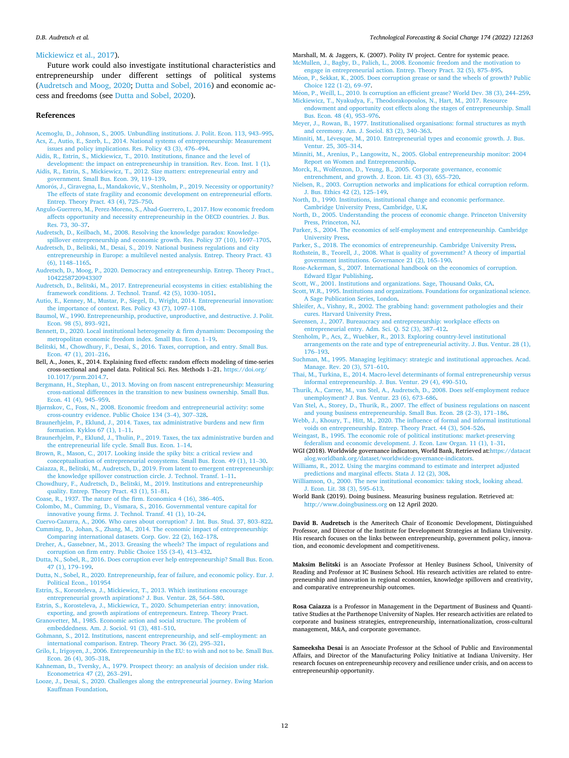Mickiewicz et al., 2017).

Future work could also investigate institutional characteristics and entrepreneurship under different settings of political systems (Audretsch and Moog, 2020; Dutta and Sobel, 2016) and economic access and freedoms (see Dutta and Sobel, 2020).

## References

Acemoglu, D., Johnson, S., 2005. Unbundling institutions. J. Polit. Econ. 113, 943–995.

Acs, Z., Autio, E., Szerb, L., 2014. National systems of entrepreneurship: Measurement issues and policy implications. Res. Policy 43 (3), 476–494.

Aidis, R., Estrin, S., Mickiewicz, T., 2010. Institutions, finance and the level of development: the impact on entrepreneurship in transition. Rev. Econ. Inst. 1 (1).

Aidis, R., Estrin, S., Mickiewicz, T., 2012. Size matters: entrepreneurial entry and government. Small Bus. Econ. 39, 119–139.

Amorós, J., Ciravegna, L., Mandakovic, V., Stenholm, P., 2019. Necessity or opportunity? The effects of state fragility and economic development on entrepreneurial efforts. Entrep. Theory Pract. 43 (4), 725–750.

Angulo-Guerrero, M., Perez-Moreno, S., Abad-Guerrero, I., 2017. How economic freedom affects opportunity and necessity entrepreneurship in the OECD countries. J. Bus. Res. 73, 30–37.

Audretsch, D., Keilbach, M., 2008. Resolving the knowledge paradox: Knowledge-spillover entrepreneurship and economic growth. Res. Policy 37 (10), 1697–1705.

Audretsch, D., Belitski, M., Desai, S., 2019. National business regulations and city entrepreneurship in Europe: a multilevel nested analysis. Entrep. Theory Pract. 43 (6), 1148–1165.

Audretsch, D., Moog, P., 2020. Democracy and entrepreneurship. Entrep. Theory Pract., 1042258720943307

Audretsch, D., Belitski, M., 2017. Entrepreneurial ecosystems in cities: establishing the framework conditions. J. Technol. Transf. 42 (5), 1030–1051.

Autio, E., Kenney, M., Mustar, P., Siegel, D., Wright, 2014. Entrepreneurial innovation: the importance of context. Res. Policy 43 (7), 1097–1108.

Baumol, W., 1990. Entrepreneurship, productive, unproductive, and destructive. J. Polit. Econ. 98 (5), 893–921.

Bennett, D., 2020. Local institutional heterogeneity & firm dynamism: Decomposing the metropolitan economic freedom index. Small Bus. Econ. 1–19.

Belitski, M., Chowdhury, F., Desai, S., 2016. Taxes, corruption, and entry. Small Bus. Econ. 47 (1), 201–216.

Bell, A., Jones, K., 2014. Explaining fixed effects: random effects modeling of time-series cross-sectional and panel data. Political Sci. Res. Methods 1–21. https://doi.org/10.1017/psrm.2014.7.

Bergmann, H., Stephan, U., 2013. Moving on from nascent entrepreneurship: Measuring cross-national differences in the transition to new business ownership. Small Bus. Econ. 41 (4), 945–959.

Bjørnskov, C., Foss, N., 2008. Economic freedom and entrepreneurial activity: some cross-country evidence. Public Choice 134 (3–4), 307–328.

Braunerhjelm, P., Eklund, J., 2014. Taxes, tax administrative burdens and new firm formation. Kyklos 67 (1), 1–11.

Braunerhjelm, P., Eklund, J., Thulin, P., 2019. Taxes, the tax administrative burden and the entrepreneurial life cycle. Small Bus. Econ. 1–14.

Brown, R., Mason, C., 2017. Looking inside the spiky bits: a critical review and conceptualisation of entrepreneurial ecosystems. Small Bus. Econ. 49 (1), 11–30.

Caiazza, R., Belitski, M., Audretsch, D., 2019. From latent to emergent entrepreneurship: the knowledge spillover construction circle. J. Technol. Transf. 1–11.

Chowdhury, F., Audretsch, D., Belitski, M., 2019. Institutions and entrepreneurship quality. Entrep. Theory Pract. 43 (1), 51–81.

Coase, R., 1937. The nature of the firm. Economica 4 (16), 386–405.

Colombo, M., Cumming, D., Vismara, S., 2016. Governmental venture capital for innovative young firms. J. Technol. Transf. 41 (1), 10–24.

Cuervo-Cazurra, A., 2006. Who cares about corruption? J. Int. Bus. Stud. 37, 803–822.

Cumming, D., Johan, S., Zhang, M., 2014. The economic impact of entrepreneurship: Comparing international datasets. Corp. Gov. 22 (2), 162–178.

Dreher, A., Gassebner, M., 2013. Greasing the wheels? The impact of regulations and corruption on firm entry. Public Choice 155 (3-4), 413–432.

Dutta, N., Sobel, R., 2016. Does corruption ever help entrepreneurship? Small Bus. Econ. 47 (1), 179–199.

Dutta, N., Sobel, R., 2020. Entrepreneurship, fear of failure, and economic policy. Eur. J. Political Econ., 101954

Estrin, S., Korosteleva, J., Mickiewicz, T., 2013. Which institutions encourage entrepreneurial growth aspirations? J. Bus. Ventur. 28, 564–580.

Estrin, S., Korosteleva, J., Mickiewicz, T., 2020. Schumpeterian entry: innovation, exporting, and growth aspirations of entrepreneurs. Entrep. Theory Pract.

Granovetter, M., 1985. Economic action and social structure. The problem of embeddedness. Am. J. Sociol. 91 (3), 481–510.

Gohmann, S., 2012. Institutions, nascent entrepreneurship, and self–employment: an international comparison. Entrep. Theory Pract. 36 (2), 295–321.

Grilo, I., Irigoyen, J., 2006. Entrepreneurship in the EU: to wish and not to be. Small Bus. Econ. 26 (4), 305–318.

Kahneman, D., Tversky, A., 1979. Prospect theory: an analysis of decision under risk. Econometrica 47 (2), 263–291.

Looze, J., Desai, S., 2020. Challenges along the entrepreneurial journey. Ewing Marion Kauffman Foundation.

Marshall, M. & Jaggers, K. (2007). Polity IV project. Centre for systemic peace.

McMullen, J., Bagby, D., Palich, L., 2008. Economic freedom and the motivation to engage in entrepreneurial action. Entrep. Theory Pract. 32 (5), 875–895.

Méon, P., Sekkat, K., 2005. Does corruption grease or sand the wheels of growth? Public Choice 122 (1-2), 69–97.

Méon, P., Weill, L., 2010. Is corruption an efficient grease? World Dev. 38 (3), 244–259.

Mickiewicz, T., Nyakudya, F., Theodorakopoulos, N., Hart, M., 2017. Resource endowment and opportunity cost effects along the stages of entrepreneurship. Small Bus. Econ. 48 (4), 953–976.

Meyer, J., Rowan, B., 1977. Institutionalised organisations: formal structures as myth and ceremony. Am. J. Sociol. 83 (2), 340–363.

Minniti, M., Lévesque, M., 2010. Entrepreneurial types and economic growth. J. Bus. Ventur. 25, 305–314.

Minniti, M., Arenius, P., Langowitz, N., 2005. Global entrepreneurship monitor: 2004 Report on Women and Entrepreneurship.

Morck, R., Wolfenzon, D., Yeung, B., 2005. Corporate governance, economic entrenchment, and growth. J. Econ. Lit. 43 (3), 655–720.

Nielsen, R., 2003. Corruption networks and implications for ethical corruption reform. J. Bus. Ethics 42 (2), 125–149.

North, D., 1990. Institutions, institutional change and economic performance. Cambridge University Press, Cambridge, U.K.

North, D., 2005. Understanding the process of economic change. Princeton University Press, Princeton, NJ.

Parker, S., 2004. The economics of self-employment and entrepreneurship. Cambridge University Press.

Parker, S., 2018. The economics of entrepreneurship. Cambridge University Press.

Rothstein, B., Teorell, J., 2008. What is quality of government? A theory of impartial government institutions. Governance 21 (2), 165–190.

Rose-Ackerman, S., 2007. International handbook on the economics of corruption. Edward Elgar Publishing.

Scott, W., 2001. Institutions and organizations. Sage, Thousand Oaks, CA.

Scott, W.R., 1995. Institutions and organizations. Foundations for organizational science. A Sage Publication Series, London.

Shleifer, A., Vishny, R., 2002. The grabbing hand: government pathologies and their cures. Harvard University Press.

Sørensen, J., 2007. Bureaucracy and entrepreneurship: workplace effects on entrepreneurial entry. Adm. Sci. Q. 52 (3), 387–412.

Stenholm, P., Acs, Z., Wuebker, R., 2013. Exploring country-level institutional arrangements on the rate and type of entrepreneurial activity. J. Bus. Ventur. 28 (1), 176–193.

Suchman, M., 1995. Managing legitimacy: strategic and institutional approaches. Acad. Manage. Rev. 20 (3), 571–610.

Thai, M., Turkina, E., 2014. Macro-level determinants of formal entrepreneurship versus informal entrepreneurship. J. Bus. Ventur. 29 (4), 490–510.

Thurik, A., Carree, M., van Stel, A., Audretsch, D., 2008. Does self-employment reduce unemployment? J. Bus. Ventur. 23 (6), 673–686.

Van Stel, A., Storey, D., Thurik, R., 2007. The effect of business regulations on nascent and young business entrepreneurship. Small Bus. Econ. 28 (2–3), 171–186.

Webb, J., Khoury, T., Hitt, M., 2020. The influence of formal and informal institutional voids on entrepreneurship. Entrep. Theory Pract. 44 (3), 504–526.

Weingast, B., 1995. The economic role of political institutions: market-preserving federalism and economic development. J. Econ. Law Organ. 11 (1), 1–31.

WGI (2018). Worldwide governance indicators, World Bank, Retrieved at:https://datacatalog.worldbank.org/dataset/worldwide-governance-indicators.

Williams, R., 2012. Using the margins command to estimate and interpret adjusted predictions and marginal effects. Stata J. 12 (2), 308.

Williamson, O., 2000. The new institutional economics: taking stock, looking ahead. J. Econ. Lit. 38 (3), 595–613.

World Bank (2019). Doing business. Measuring business regulation. Retrieved at: http://www.doingbusiness.org on 12 April 2020.

**David B. Audretsch** is the Ameritech Chair of Economic Development, Distinguished Professor, and Director of the Institute for Development Strategies at Indiana University. His research focuses on the links between entrepreneurship, government policy, innovation, and economic development and competitiveness.

**Maksim Belitski** is an Associate Professor at Henley Business School, University of Reading and Professor at IC Business School. His research activities are related to entrepreneurship and innovation in regional economies, knowledge spillovers and creativity, and comparative entrepreneurship outcomes.

**Rosa Caiazza** is a Professor in Management in the Department of Business and Quantitative Studies at the Parthenope University of Naples. Her research activities are related to corporate and business strategies, entrepreneurship, internationalization, cross-cultural management, M&A, and corporate governance.

**Sameeksha Desai** is an Associate Professor at the School of Public and Environmental Affairs, and Director of the Manufacturing Policy Initiative at Indiana University. Her research focuses on entrepreneurship recovery and resilience under crisis, and on access to entrepreneurship opportunity.